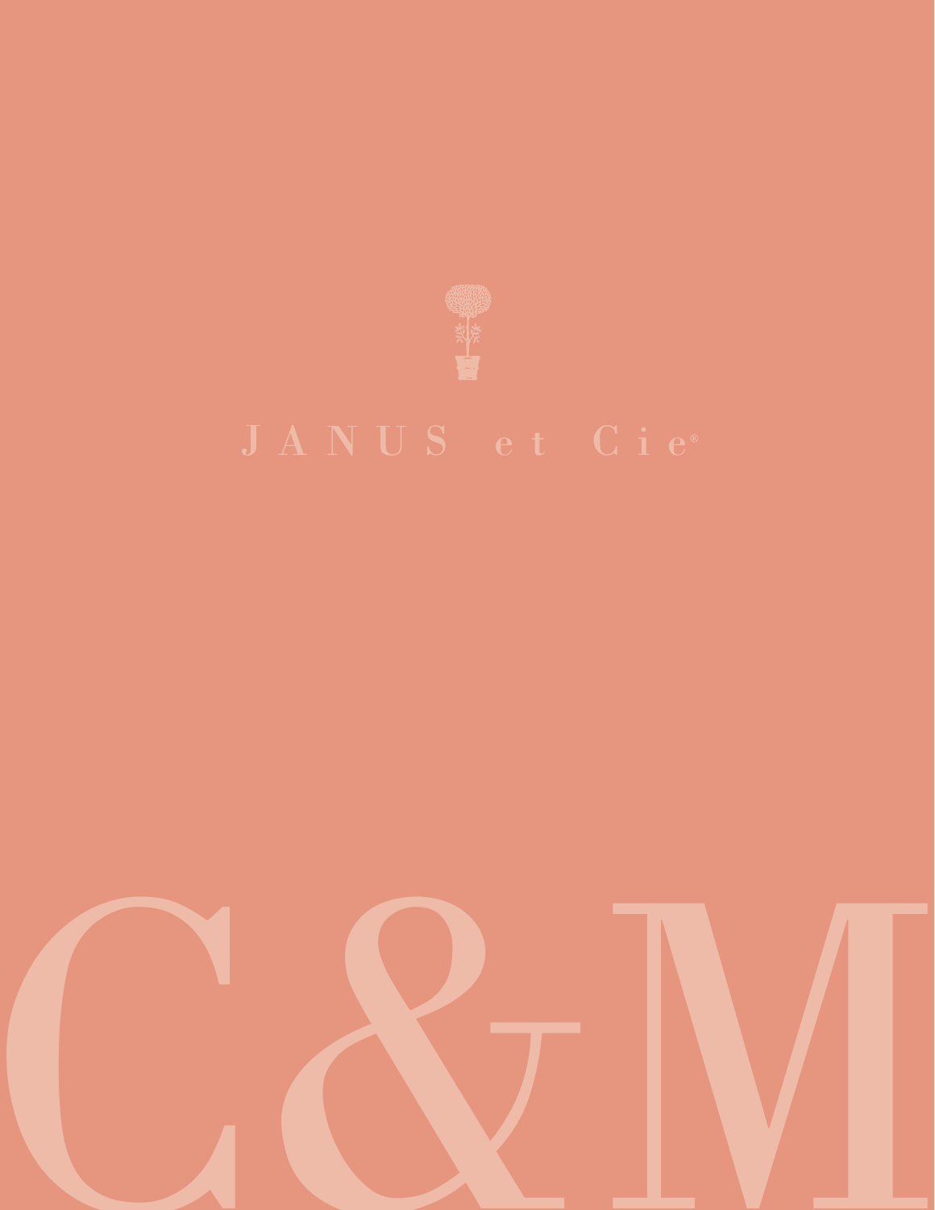JANUS et Cie®

# C&M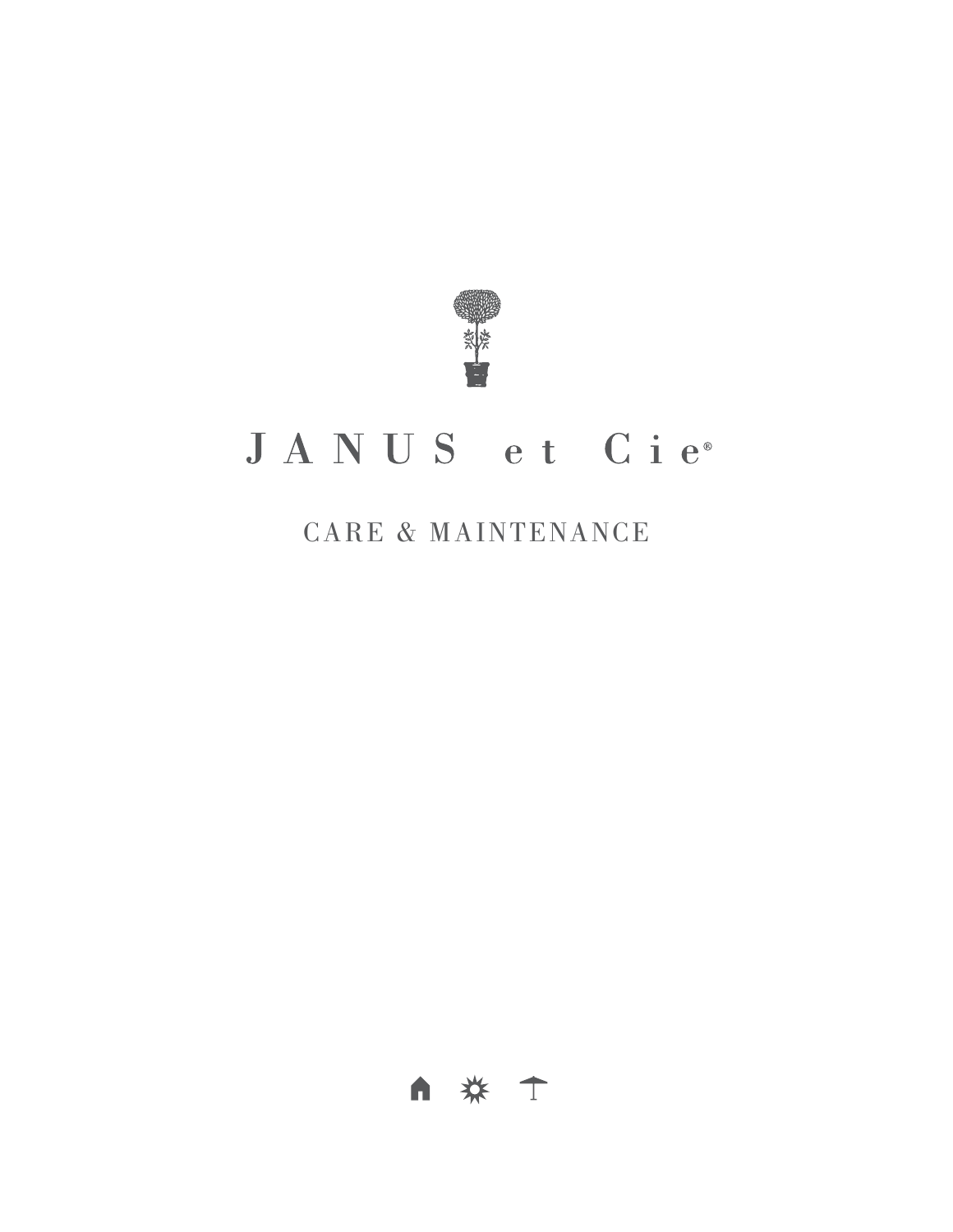# JANUS et Cie®

## CARE & MAINTENANCE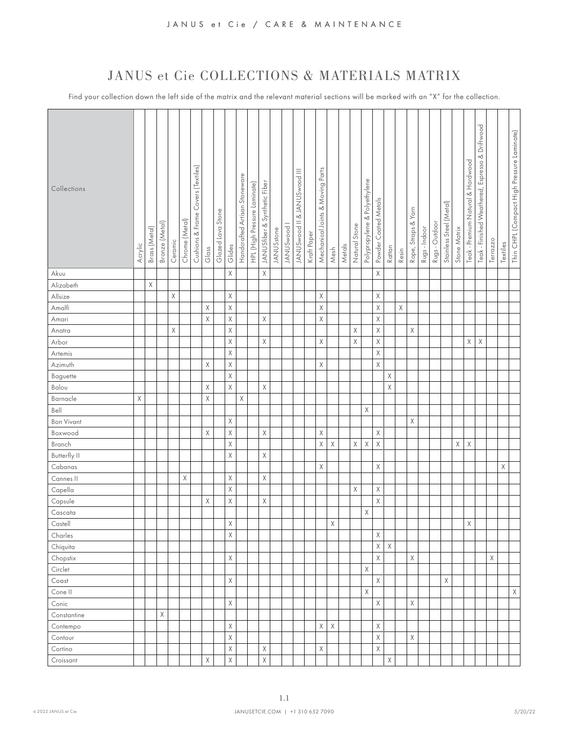# JANUS et Cie COLLECTIONS & MATERIALS MATRIX

Find your collection down the left side of the matrix and the relevant material sections will be marked with an "X" for the collection.

| Collections | Acrylic | Brass (Metal) | Bronze (Metal) | Ceramic | Chrome (Metal) | Cushions & Frame Covers (Textiles) | Glass | Glazed Lava Stone | Glides | Handcrafted Artisan Stoneware | HPL (High Pressure Laminate) | JANUSfiber & Synthetic Fiber | JANUSstone | JANUSwood I | JANUSwood II & JANUSwood III | Kraft Paper | Mechanical Joints & Moving Parts | Mesh | Metals | Natural Stone | Polypropylene & Polyethylene | Powder Coated Metals | Rattan | Resin | Rope, Straps & Yarn | Rugs - Indoor | Rugs - Outdoor | Stainless Steel (Metal) | Stone Matrix | Teak - Premium Natural & Hardwood | Teak - Finished Weathered, Espresso & Driftwood | Terrazzo | Textiles | Thin CHPL (Compact High Pressure Laminate) |
|---|---|---|---|---|---|---|---|---|---|---|---|---|---|---|---|---|---|---|---|---|---|---|---|---|---|---|---|---|---|---|---|---|---|---|
| Akuu | | | | | | | | | X | | | X | | | | | | | | | | X | | | | | | | | | | | | |
| Alizabeth | | X | | | | | | | | | | | | | | | | | | | | | | | | | | | | | | | | |
| Allsize | | | | X | | | | | X | | | | | | | | X | | | | | X | | | | | | | | | | | | |
| Amalfi | | | | | | | X | | X | | | | | | | | X | | | | | X | | X | | | | | | | | | | |
| Amari | | | | | | | X | | X | | | X | | | | | X | | | | | X | | | | | | | | | | | | |
| Anatra | | | | X | | | | | X | | | | | | | | | | | X | | X | | | X | | | | | | | | | |
| Arbor | | | | | | | | | X | | | X | | | | | X | | | X | | X | | | | | | | | X | X | | | |
| Artemis | | | | | | | | | X | | | | | | | | | | | | | X | | | | | | | | | | | | |
| Azimuth | | | | | | | X | | X | | | | | | | | X | | | | | X | | | | | | | | | | | | |
| Baguette | | | | | | | | | X | | | | | | | | | | | | | | X | | | | | | | | | | | |
| Balou | | | | | | | X | | X | | | X | | | | | | | | | | | X | | | | | | | | | | | |
| Barnacle | X | | | | | | X | | | X | | | | | | | | | | | | | | | | | | | | | | | | |
| Bell | | | | | | | | | | | | | | | | | | | | | X | | | | | | | | | | | | | |
| Bon Vivant | | | | | | | | | X | | | | | | | | | | | | | | | | X | | | | | | | | | |
| Boxwood | | | | | | | X | | X | | | X | | | | | X | | | | | X | | | | | | | | | | | | |
| Branch | | | | | | | | | X | | | | | | | | X | X | | X | X | X | | | | | | | X | X | | | | |
| Butterfly II | | | | | | | | | X | | | X | | | | | | | | | | | | | | | | | | | | | | |
| Cabanas | | | | | | | | | | | | | | | | | X | | | | | X | | | | | | | | | | | X | |
| Cannes II | | | | | X | | | | X | | | X | | | | | | | | | | | | | | | | | | | | | | |
| Capella | | | | | | | | | X | | | | | | | | | | | X | | X | | | | | | | | | | | | |
| Capsule | | | | | | | X | | X | | | X | | | | | | | | | | X | | | | | | | | | | | | |
| Cascata | | | | | | | | | | | | | | | | | | | | | X | | | | | | | | | | | | | |
| Castell | | | | | | | | | X | | | | | | | | | X | | | | | | | | | | | | X | | | | |
| Charles | | | | | | | | | X | | | | | | | | | | | | | X | | | | | | | | | | | | |
| Chiquita | | | | | | | | | | | | | | | | | | | | | | X | X | | | | | | | | | | | |
| Chopstix | | | | | | | | | X | | | | | | | | | | | | | X | | | X | | | | | | | X | | |
| Circlet | | | | | | | | | | | | | | | | | | | | | X | | | | | | | | | | | | | |
| Coast | | | | | | | | | X | | | | | | | | | | | | | X | | | | | | X | | | | | | |
| Cone II | | | | | | | | | | | | | | | | | | | | | X | | | | | | | | | | | | | X |
| Conic | | | | | | | | | X | | | | | | | | | | | | | X | | | X | | | | | | | | | |
| Constantine | | | X | | | | | | | | | | | | | | | | | | | | | | | | | | | | | | | |
| Contempo | | | | | | | | | X | | | | | | | | X | X | | | | X | | | | | | | | | | | | |
| Contour | | | | | | | | | X | | | | | | | | | | | | | X | | | X | | | | | | | | | |
| Cortino | | | | | | | | | X | | | X | | | | | X | | | | | X | | | | | | | | | | | | |
| Croissant | | | | | | | X | | X | | | X | | | | | | | | | | | X | | | | | | | | | | | |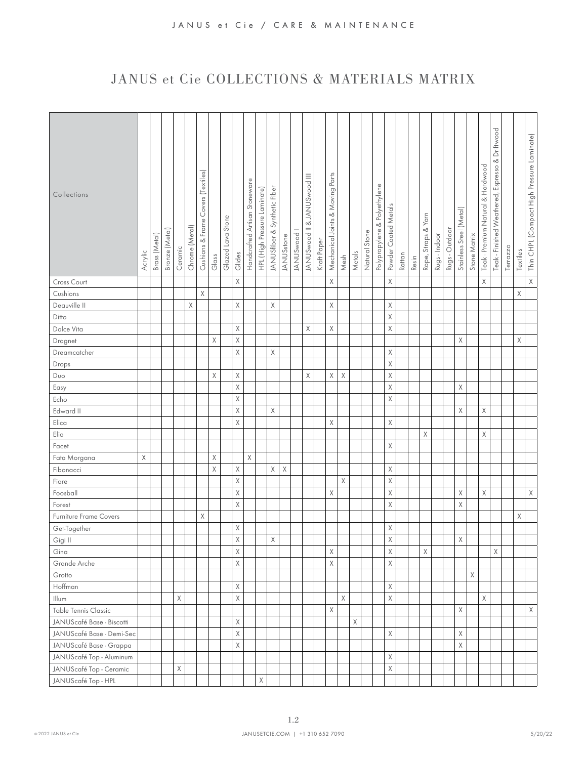# JANUS et Cie COLLECTIONS & MATERIALS MATRIX

| Collections | Acrylic | Brass (Metal) | Bronze (Metal) | Ceramic | Chrome (Metal) | Cushions & Frame Covers (Textiles) | Glass | Glazed Lava Stone | Glides | Handcrafted Artisan Stoneware | HPL (High Pressure Laminate) | JANUSfiber & Synthetic Fiber | JANUSstone | JANUSwood I | JANUSwood II & JANUSwood III | Kraft Paper | Mechanical Joints & Moving Parts | Mesh | Metals | Natural Stone | Polypropylene & Polyethylene | Powder Coated Metals | Rattan | Resin | Rope, Straps & Yarn | Rugs - Indoor | Rugs - Outdoor | Stainless Steel (Metal) | Stone Matrix | Teak - Premium Natural & Hardwood | Teak - Finished Weathered, Espresso & Driftwood | Terrazzo | Textiles | Thin CHPL (Compact High Pressure Laminate) |
|---|---|---|---|---|---|---|---|---|---|---|---|---|---|---|---|---|---|---|---|---|---|---|---|---|---|---|---|---|---|---|---|---|---|---|
| Cross Court | | | | | | | | | X | | | | | | | | X | | | | | X | | | | | | | | X | | | | X |
| Cushions | | | | | | X | | | | | | | | | | | | | | | | | | | | | | | | | | | X | |
| Deauville II | | | | | X | | | | X | | | X | | | | | X | | | | | X | | | | | | | | | | | | |
| Ditto | | | | | | | | | | | | | | | | | | | | | | X | | | | | | | | | | | | |
| Dolce Vita | | | | | | | | | X | | | | | | X | | X | | | | | X | | | | | | | | | | | | |
| Dragnet | | | | | | | X | | X | | | | | | | | | | | | | | | | | | | X | | | | | X | |
| Dreamcatcher | | | | | | | | | X | | | X | | | | | | | | | | X | | | | | | | | | | | | |
| Drops | | | | | | | | | | | | | | | | | | | | | | X | | | | | | | | | | | | |
| Duo | | | | | | | X | | X | | | | | | X | | X | X | | | | X | | | | | | | | | | | | |
| Easy | | | | | | | | | X | | | | | | | | | | | | | X | | | | | | X | | | | | | |
| Echo | | | | | | | | | X | | | | | | | | | | | | | X | | | | | | | | | | | | |
| Edward II | | | | | | | | | X | | | X | | | | | | | | | | | | | | | | X | | X | | | | |
| Elica | | | | | | | | | X | | | | | | | | X | | | | | X | | | | | | | | | | | | |
| Elio | | | | | | | | | | | | | | | | | | | | | | | | | X | | | | | X | | | | |
| Facet | | | | | | | | | | | | | | | | | | | | | | X | | | | | | | | | | | | |
| Fata Morgana | X | | | | | | X | | | X | | | | | | | | | | | | | | | | | | | | | | | | |
| Fibonacci | | | | | | | X | | X | | | X | X | | | | | | | | | X | | | | | | | | | | | | |
| Fiore | | | | | | | | | X | | | | | | | | | X | | | | X | | | | | | | | | | | | |
| Foosball | | | | | | | | | X | | | | | | | | X | | | | | X | | | | | | X | | X | | | | X |
| Forest | | | | | | | | | X | | | | | | | | | | | | | X | | | | | | X | | | | | | |
| Furniture Frame Covers | | | | | | X | | | | | | | | | | | | | | | | | | | | | | | | | | | X | |
| Get-Together | | | | | | | | | X | | | | | | | | | | | | | X | | | | | | | | | | | | |
| Gigi II | | | | | | | | | X | | | X | | | | | | | | | | X | | | | | | X | | | | | | |
| Gina | | | | | | | | | X | | | | | | | | X | | | | | X | | | X | | | | | | X | | | |
| Grande Arche | | | | | | | | | X | | | | | | | | X | | | | | X | | | | | | | | | | | | |
| Grotto | | | | | | | | | | | | | | | | | | | | | | | | | | | | | X | | | | | |
| Hoffman | | | | | | | | | X | | | | | | | | | | | | | X | | | | | | | | | | | | |
| Illum | | | | X | | | | | X | | | | | | | | | X | | | | X | | | | | | | | X | | | | |
| Table Tennis Classic | | | | | | | | | | | | | | | | | X | | | | | | | | | | | X | | | | | | X |
| JANUSCafé Base - Biscotti | | | | | | | | | X | | | | | | | | | | X | | | | | | | | | | | | | | | |
| JANUSCafé Base - Demi-Sec | | | | | | | | | X | | | | | | | | | | | | | X | | | | | | X | | | | | | |
| JANUSCafé Base - Grappa | | | | | | | | | X | | | | | | | | | | | | | | | | | | | X | | | | | | |
| JANUSCafé Top - Aluminum | | | | | | | | | | | | | | | | | | | | | | X | | | | | | | | | | | | |
| JANUSCafé Top - Ceramic | | | | X | | | | | | | | | | | | | | | | | | X | | | | | | | | | | | | |
| JANUSCafé Top - HPL | | | | | | | | | | | X | | | | | | | | | | | | | | | | | | | | | | | |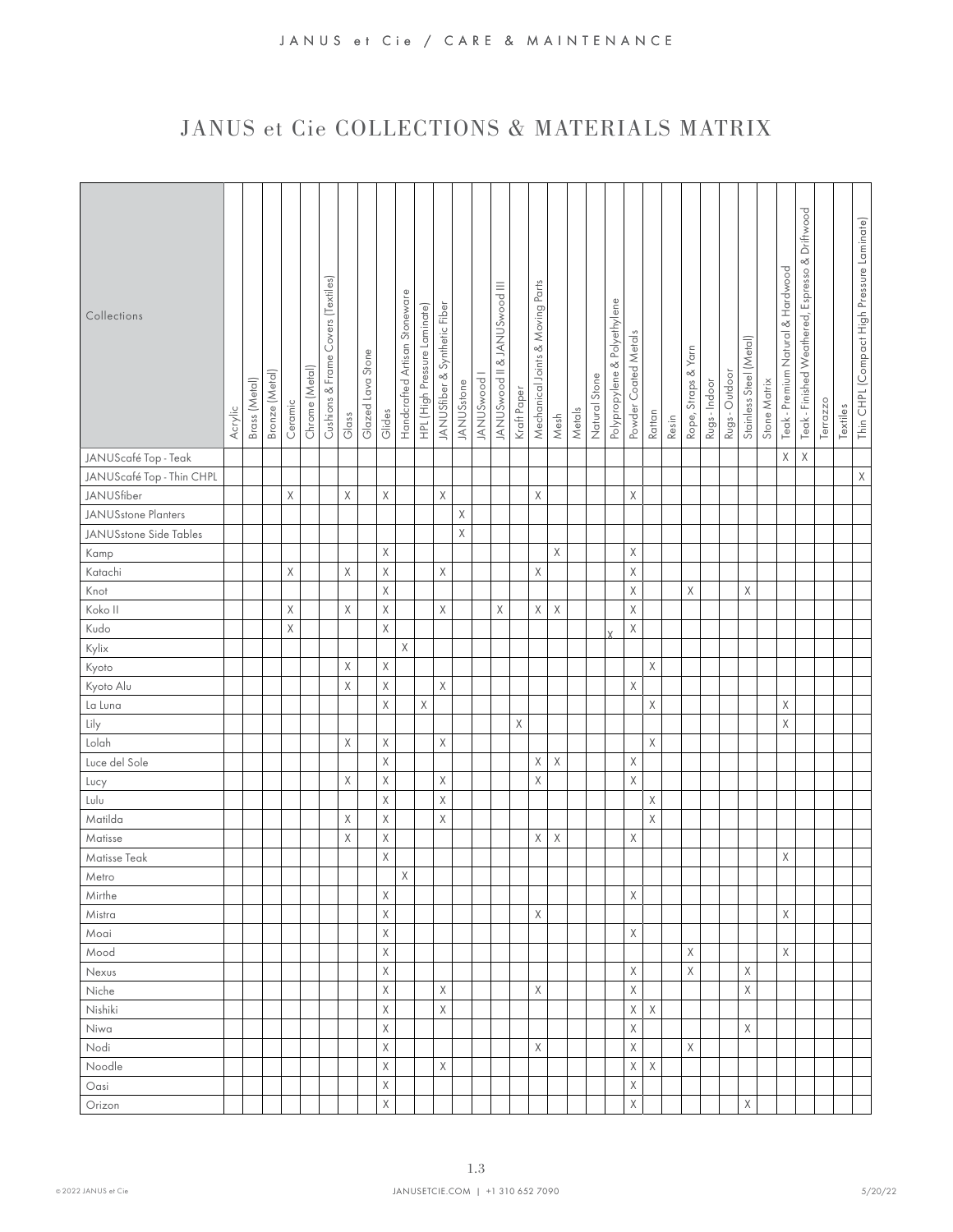# JANUS et Cie COLLECTIONS & MATERIALS MATRIX

| Collections | Acrylic | Brass (Metal) | Bronze (Metal) | Ceramic | Chrome (Metal) | Cushions & Frame Covers (Textiles) | Glass | Glazed Lava Stone | Glides | Handcrafted Artisan Stoneware | HPL (High Pressure Laminate) | JANUSfiber & Synthetic Fiber | JANUSstone | JANUSwood I | JANUSwood II & JANUSwood III | Kraft Paper | Mechanical Joints & Moving Parts | Mesh | Metals | Natural Stone | Polypropylene & Polyethylene | Powder Coated Metals | Rattan | Resin | Rope, Straps & Yarn | Rugs - Indoor | Rugs - Outdoor | Stainless Steel (Metal) | Stone Matrix | Teak - Premium Natural & Hardwood | Teak - Finished Weathered, Espresso & Driftwood | Terrazzo | Textiles | Thin CHPL (Compact High Pressure Laminate) |
|---|---|---|---|---|---|---|---|---|---|---|---|---|---|---|---|---|---|---|---|---|---|---|---|---|---|---|---|---|---|---|---|---|---|---|
| JANUScafé Top - Teak | | | | | | | | | | | | | | | | | | | | | | | | | | | | | | X | X | | | |
| JANUScafé Top - Thin CHPL | | | | | | | | | | | | | | | | | | | | | | | | | | | | | | | | | | X |
| JANUSfiber | | | | X | | | X | | X | | | X | | | | | X | | | | | X | | | | | | | | | | | | |
| JANUSstone Planters | | | | | | | | | | | | | X | | | | | | | | | | | | | | | | | | | | | |
| JANUSstone Side Tables | | | | | | | | | | | | | X | | | | | | | | | | | | | | | | | | | | | |
| Kamp | | | | | | | | | X | | | | | | | | | X | | | | X | | | | | | | | | | | | |
| Katachi | | | | X | | | X | | X | | | X | | | | | X | | | | | X | | | | | | | | | | | | |
| Knot | | | | | | | | | X | | | | | | | | | | | | | X | | | X | | | X | | | | | | |
| Koko II | | | | X | | | X | | X | | | X | | | X | | X | X | | | | X | | | | | | | | | | | | |
| Kudo | | | | X | | | | | X | | | | | | | | | | | | X | X | | | | | | | | | | | | |
| Kylix | | | | | | | | | | X | | | | | | | | | | | | | | | | | | | | | | | | |
| Kyoto | | | | | | | X | | X | | | | | | | | | | | | | | X | | | | | | | | | | | |
| Kyoto Alu | | | | | | | X | | X | | | X | | | | | | | | | | X | | | | | | | | | | | | |
| La Luna | | | | | | | | | X | | X | | | | | | | | | | | | X | | | | | | | X | | | | |
| Lily | | | | | | | | | | | | | | | | X | | | | | | | | | | | | | | X | | | | |
| Lolah | | | | | | | X | | X | | | X | | | | | | | | | | | X | | | | | | | | | | | |
| Luce del Sole | | | | | | | | | X | | | | | | | | X | X | | | | X | | | | | | | | | | | | |
| Lucy | | | | | | | X | | X | | | X | | | | | X | | | | | X | | | | | | | | | | | | |
| Lulu | | | | | | | | | X | | | X | | | | | | | | | | | X | | | | | | | | | | | |
| Matilda | | | | | | | X | | X | | | X | | | | | | | | | | | X | | | | | | | | | | | |
| Matisse | | | | | | | X | | X | | | | | | | | X | X | | | | X | | | | | | | | | | | | |
| Matisse Teak | | | | | | | | | X | | | | | | | | | | | | | | | | | | | | | X | | | | |
| Metro | | | | | | | | | | X | | | | | | | | | | | | | | | | | | | | | | | | |
| Mirthe | | | | | | | | | X | | | | | | | | | | | | | X | | | | | | | | | | | | |
| Mistra | | | | | | | | | X | | | | | | | | X | | | | | | | | | | | | | X | | | | |
| Moai | | | | | | | | | X | | | | | | | | | | | | | X | | | | | | | | | | | | |
| Mood | | | | | | | | | X | | | | | | | | | | | | | | | | X | | | | | X | | | | |
| Nexus | | | | | | | | | X | | | | | | | | | | | | | X | | | X | | | X | | | | | | |
| Niche | | | | | | | | | X | | | X | | | | | X | | | | | X | | | | | | X | | | | | | |
| Nishiki | | | | | | | | | X | | | X | | | | | | | | | | X | X | | | | | | | | | | | |
| Niwa | | | | | | | | | X | | | | | | | | | | | | | X | | | | | | X | | | | | | |
| Nodi | | | | | | | | | X | | | | | | | | X | | | | | X | | | X | | | | | | | | | |
| Noodle | | | | | | | | | X | | | X | | | | | | | | | | X | X | | | | | | | | | | | |
| Oasi | | | | | | | | | X | | | | | | | | | | | | | X | | | | | | | | | | | | |
| Orizon | | | | | | | | | X | | | | | | | | | | | | | X | | | | | | X | | | | | | |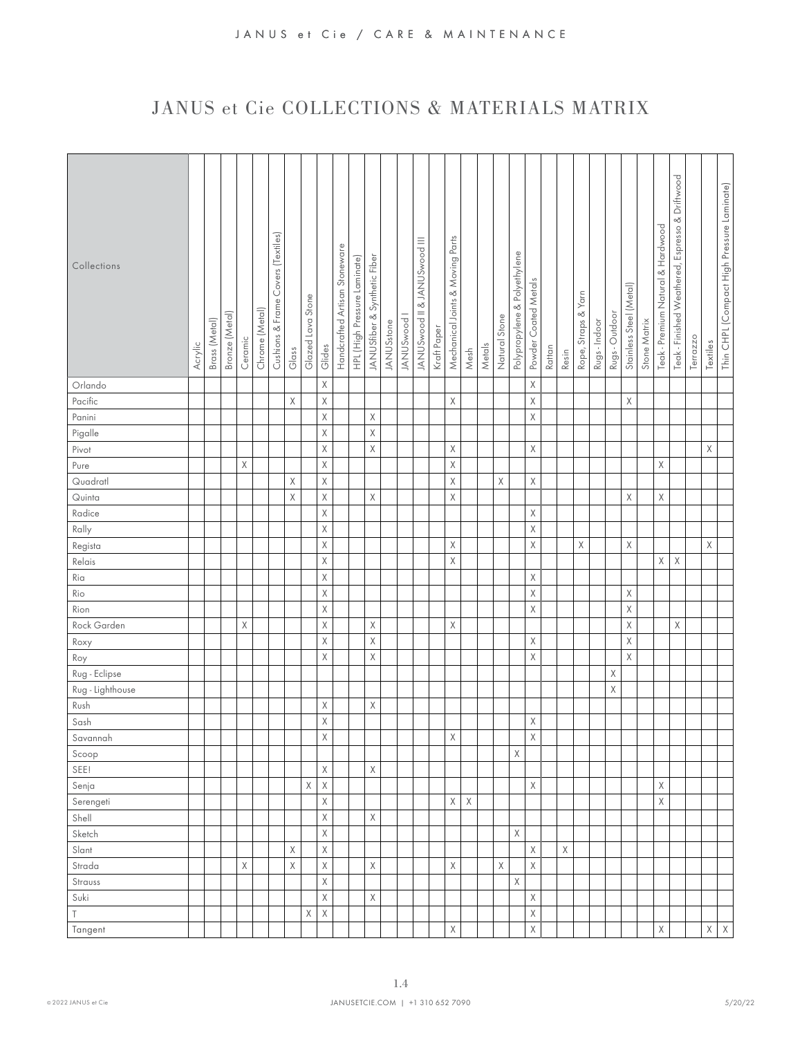# JANUS et Cie COLLECTIONS & MATERIALS MATRIX

| Collections | Acrylic | Brass (Metal) | Bronze (Metal) | Ceramic | Chrome (Metal) | Cushions & Frame Covers (Textiles) | Glass | Glazed Lava Stone | Glides | Handcrafted Artisan Stoneware | HPL (High Pressure Laminate) | JANUSfiber & Synthetic Fiber | JANUSstone | JANUSwood I | JANUSwood II & JANUSwood III | Kraft Paper | Mechanical Joints & Moving Parts | Mesh | Metals | Natural Stone | Polypropylene & Polyethylene | Powder Coated Metals | Rattan | Resin | Rope, Straps & Yarn | Rugs - Indoor | Rugs - Outdoor | Stainless Steel (Metal) | Stone Matrix | Teak - Premium Natural & Hardwood | Teak - Finished Weathered, Espresso & Driftwood | Terrazzo | Textiles | Thin CHPL (Compact High Pressure Laminate) |
|---|---|---|---|---|---|---|---|---|---|---|---|---|---|---|---|---|---|---|---|---|---|---|---|---|---|---|---|---|---|---|---|---|---|---|
| Orlando | | | | | | | | | X | | | | | | | | | | | | | X | | | | | | | | | | | | |
| Pacific | | | | | | | X | | X | | | | | | | | X | | | | | X | | | | | | X | | | | | | |
| Panini | | | | | | | | | X | | | X | | | | | | | | | | X | | | | | | | | | | | | |
| Pigalle | | | | | | | | | X | | | X | | | | | | | | | | | | | | | | | | | | | | |
| Pivot | | | | | | | | | X | | | X | | | | | X | | | | | X | | | | | | | | | | | X | |
| Pure | | | | X | | | | | X | | | | | | | | X | | | | | | | | | | | | | X | | | | |
| Quadratl | | | | | | | X | | X | | | | | | | | X | | | X | | X | | | | | | | | | | | | |
| Quinta | | | | | | | X | | X | | | X | | | | | X | | | | | | | | | | | X | | X | | | | |
| Radice | | | | | | | | | X | | | | | | | | | | | | | X | | | | | | | | | | | | |
| Rally | | | | | | | | | X | | | | | | | | | | | | | X | | | | | | | | | | | | |
| Regista | | | | | | | | | X | | | | | | | | X | | | | | X | | | X | | | X | | | | | X | |
| Relais | | | | | | | | | X | | | | | | | | X | | | | | | | | | | | | | X | X | | | |
| Ria | | | | | | | | | X | | | | | | | | | | | | | X | | | | | | | | | | | | |
| Rio | | | | | | | | | X | | | | | | | | | | | | | X | | | | | | X | | | | | | |
| Rion | | | | | | | | | X | | | | | | | | | | | | | X | | | | | | X | | | | | | |
| Rock Garden | | | | X | | | | | X | | | X | | | | | X | | | | | | | | | | | X | | | X | | | |
| Roxy | | | | | | | | | X | | | X | | | | | | | | | | X | | | | | | X | | | | | | |
| Roy | | | | | | | | | X | | | X | | | | | | | | | | X | | | | | | X | | | | | | |
| Rug - Eclipse | | | | | | | | | | | | | | | | | | | | | | | | | | | X | | | | | | | |
| Rug - Lighthouse | | | | | | | | | | | | | | | | | | | | | | | | | | | X | | | | | | | |
| Rush | | | | | | | | | X | | | X | | | | | | | | | | | | | | | | | | | | | | |
| Sash | | | | | | | | | X | | | | | | | | | | | | | X | | | | | | | | | | | | |
| Savannah | | | | | | | | | X | | | | | | | | X | | | | | X | | | | | | | | | | | | |
| Scoop | | | | | | | | | | | | | | | | | | | | | X | | | | | | | | | | | | | |
| SEE! | | | | | | | | | X | | | X | | | | | | | | | | | | | | | | | | | | | | |
| Senja | | | | | | | | X | X | | | | | | | | | | | | | X | | | | | | | | X | | | | |
| Serengeti | | | | | | | | | X | | | | | | | | X | X | | | | | | | | | | | | X | | | | |
| Shell | | | | | | | | | X | | | X | | | | | | | | | | | | | | | | | | | | | | |
| Sketch | | | | | | | | | X | | | | | | | | | | | | X | | | | | | | | | | | | | |
| Slant | | | | | | | X | | X | | | | | | | | | | | | | X | | X | | | | | | | | | | |
| Strada | | | | X | | | X | | X | | | X | | | | | X | | | X | | X | | | | | | | | | | | | |
| Strauss | | | | | | | | | X | | | | | | | | | | | | X | | | | | | | | | | | | | |
| Suki | | | | | | | | | X | | | X | | | | | | | | | | X | | | | | | | | | | | | |
| T | | | | | | | | X | X | | | | | | | | | | | | | X | | | | | | | | | | | | |
| Tangent | | | | | | | | | | | | | | | | | X | | | | | X | | | | | | | | X | | | X | X |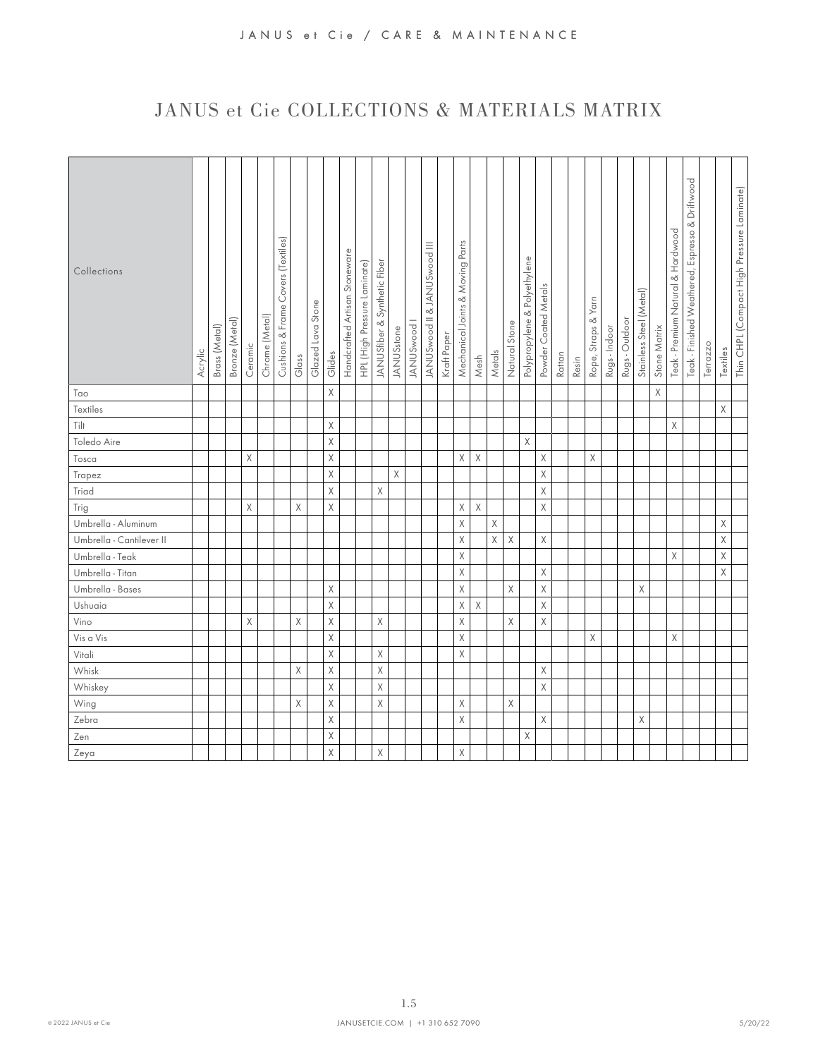# JANUS et Cie COLLECTIONS & MATERIALS MATRIX

| Collections | Acrylic | Brass (Metal) | Bronze (Metal) | Ceramic | Chrome (Metal) | Cushions & Frame Covers (Textiles) | Glass | Glazed Lava Stone | Glides | Handcrafted Artisan Stoneware | HPL (High Pressure Laminate) | JANUSfiber & Synthetic Fiber | JANUSstone | JANUSwood I | JANUSwood II & JANUSwood III | Kraft Paper | Mechanical Joints & Moving Parts | Mesh | Metals | Natural Stone | Polypropylene & Polyethylene | Powder Coated Metals | Rattan | Resin | Rope, Straps & Yarn | Rugs - Indoor | Rugs - Outdoor | Stainless Steel (Metal) | Stone Matrix | Teak - Premium Natural & Hardwood | Teak - Finished Weathered, Espresso & Driftwood | Terrazzo | Textiles | Thin CHPL (Compact High Pressure Laminate) |
|---|---|---|---|---|---|---|---|---|---|---|---|---|---|---|---|---|---|---|---|---|---|---|---|---|---|---|---|---|---|---|---|---|---|---|
| Tao | | | | | | | | | X | | | | | | | | | | | | | | | | | | | | X | | | | | |
| Textiles | | | | | | | | | | | | | | | | | | | | | | | | | | | | | | | | | X | |
| Tilt | | | | | | | | | X | | | | | | | | | | | | | | | | | | | | | X | | | | |
| Toledo Aire | | | | | | | | | X | | | | | | | | | | | | X | | | | | | | | | | | | | |
| Tosca | | | | X | | | | | X | | | | | | | | X | X | | | | X | | | X | | | | | | | | | |
| Trapez | | | | | | | | | X | | | | X | | | | | | | | | X | | | | | | | | | | | | |
| Triad | | | | | | | | | X | | | X | | | | | | | | | | X | | | | | | | | | | | | |
| Trig | | | | X | | | X | | X | | | | | | | | X | X | | | | X | | | | | | | | | | | | |
| Umbrella - Aluminum | | | | | | | | | | | | | | | | | X | | X | | | | | | | | | | | | | | X | |
| Umbrella - Cantilever II | | | | | | | | | | | | | | | | | X | | X | X | | X | | | | | | | | | | | X | |
| Umbrella - Teak | | | | | | | | | | | | | | | | | X | | | | | | | | | | | | | X | | | X | |
| Umbrella - Titan | | | | | | | | | | | | | | | | | X | | | | | X | | | | | | | | | | | X | |
| Umbrella - Bases | | | | | | | | | X | | | | | | | | X | | | X | | X | | | | | | X | | | | | | |
| Ushuaia | | | | | | | | | X | | | | | | | | X | X | | | | X | | | | | | | | | | | | |
| Vino | | | | X | | | X | | X | | | X | | | | | X | | | X | | X | | | | | | | | | | | | |
| Vis a Vis | | | | | | | | | X | | | | | | | | X | | | | | | | | X | | | | | X | | | | |
| Vitali | | | | | | | | | X | | | X | | | | | X | | | | | | | | | | | | | | | | | |
| Whisk | | | | | | | X | | X | | | X | | | | | | | | | | X | | | | | | | | | | | | |
| Whiskey | | | | | | | | | X | | | X | | | | | | | | | | X | | | | | | | | | | | | |
| Wing | | | | | | | X | | X | | | X | | | | | X | | | X | | | | | | | | | | | | | | |
| Zebra | | | | | | | | | X | | | | | | | | X | | | | | X | | | | | | X | | | | | | |
| Zen | | | | | | | | | X | | | | | | | | | | | | X | | | | | | | | | | | | | |
| Zeya | | | | | | | | | X | | | X | | | | | X | | | | | | | | | | | | | | | | | |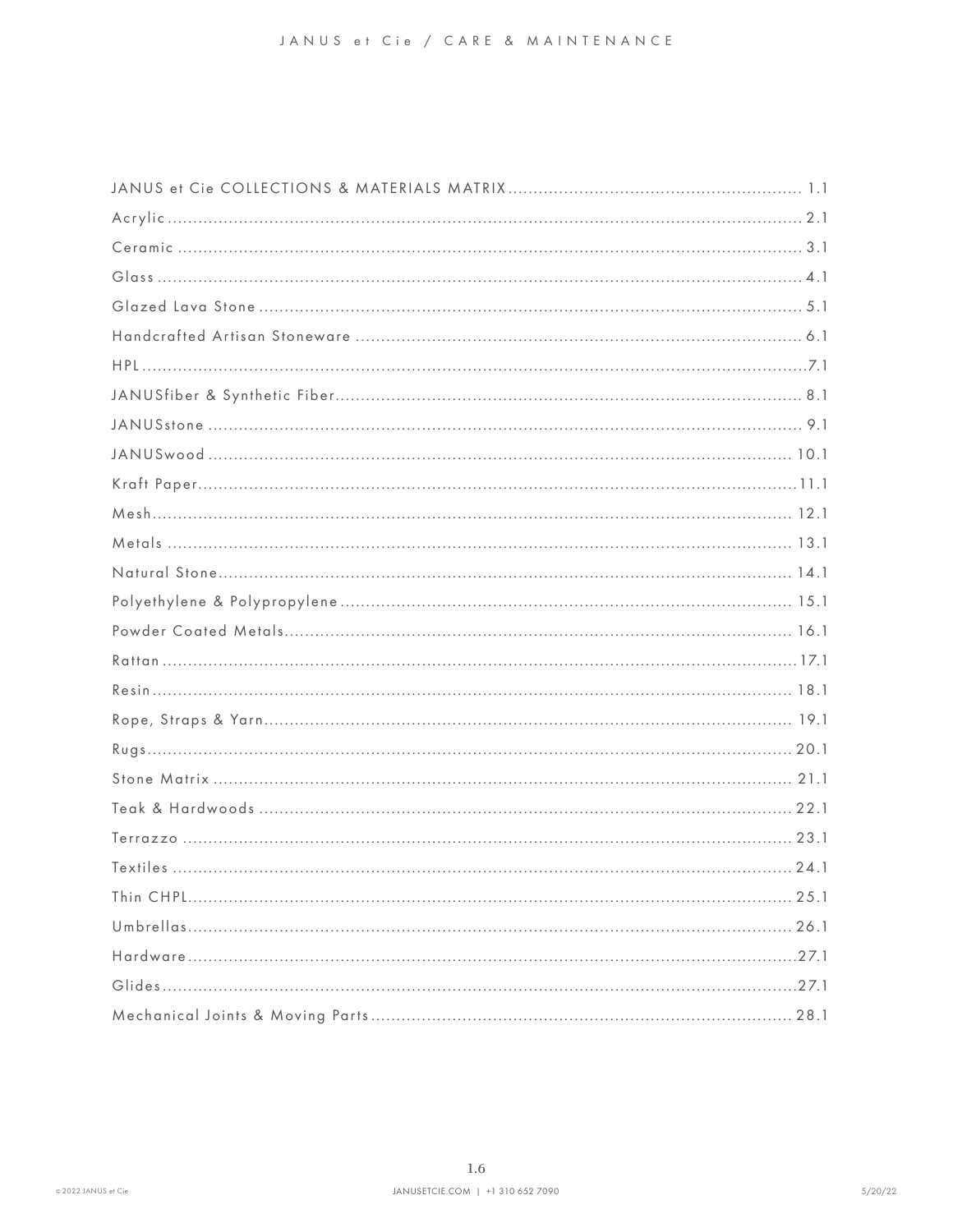| | |
|---|---|
| JANUS et Cie COLLECTIONS & MATERIALS MATRIX | 1.1 |
| Acrylic | 2.1 |
| Ceramic | 3.1 |
| Glass | 4.1 |
| Glazed Lava Stone | 5.1 |
| Handcrafted Artisan Stoneware | 6.1 |
| HPL | 7.1 |
| JANUSfiber & Synthetic Fiber | 8.1 |
| JANUSstone | 9.1 |
| JANUSwood | 10.1 |
| Kraft Paper | 11.1 |
| Mesh | 12.1 |
| Metals | 13.1 |
| Natural Stone | 14.1 |
| Polyethylene & Polypropylene | 15.1 |
| Powder Coated Metals | 16.1 |
| Rattan | 17.1 |
| Resin | 18.1 |
| Rope, Straps & Yarn | 19.1 |
| Rugs | 20.1 |
| Stone Matrix | 21.1 |
| Teak & Hardwoods | 22.1 |
| Terrazzo | 23.1 |
| Textiles | 24.1 |
| Thin CHPL | 25.1 |
| Umbrellas | 26.1 |
| Hardware | 27.1 |
| Glides | 27.1 |
| Mechanical Joints & Moving Parts | 28.1 |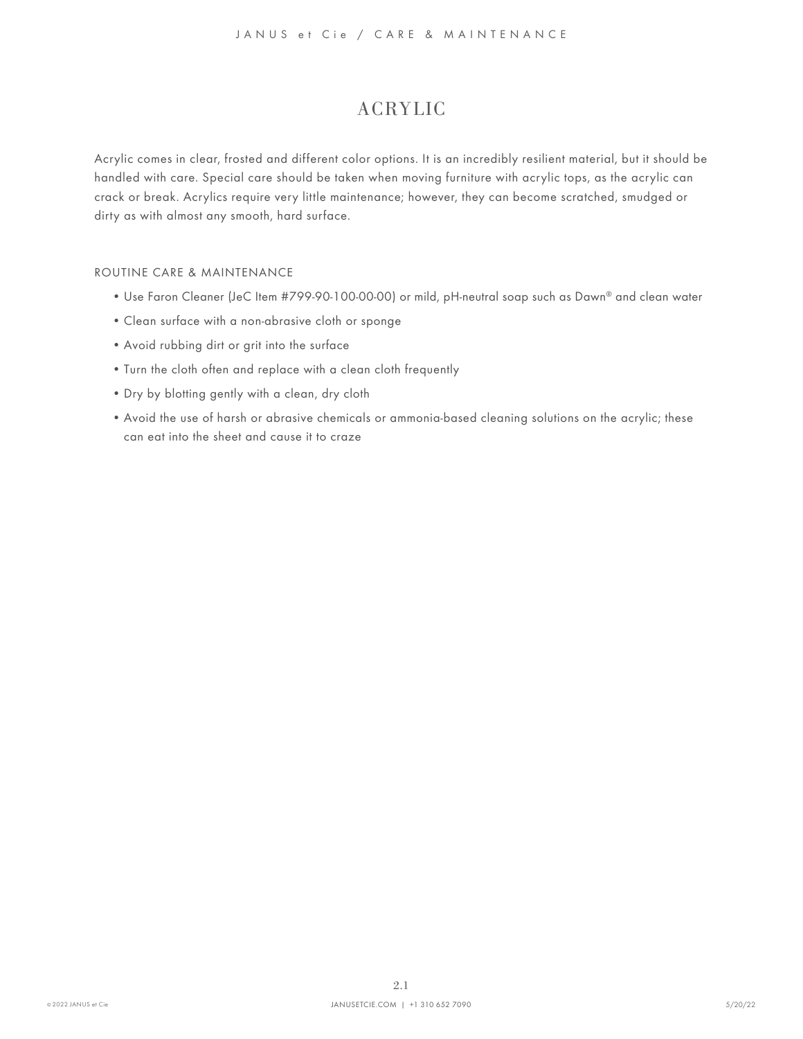# ACRYLIC

Acrylic comes in clear, frosted and different color options. It is an incredibly resilient material, but it should be handled with care. Special care should be taken when moving furniture with acrylic tops, as the acrylic can crack or break. Acrylics require very little maintenance; however, they can become scratched, smudged or dirty as with almost any smooth, hard surface.

## ROUTINE CARE & MAINTENANCE

- Use Faron Cleaner (JeC Item #799-90-100-00-00) or mild, pH-neutral soap such as Dawn® and clean water
- Clean surface with a non-abrasive cloth or sponge
- Avoid rubbing dirt or grit into the surface
- Turn the cloth often and replace with a clean cloth frequently
- Dry by blotting gently with a clean, dry cloth
- Avoid the use of harsh or abrasive chemicals or ammonia-based cleaning solutions on the acrylic; these can eat into the sheet and cause it to craze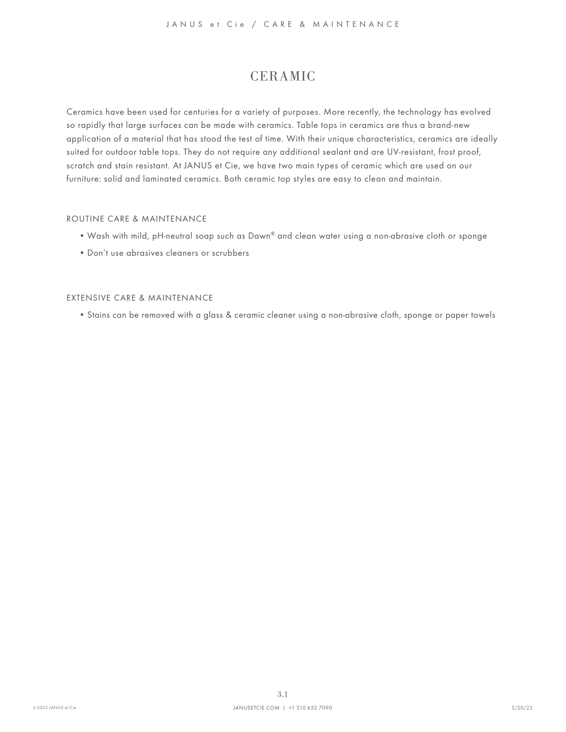# CERAMIC

Ceramics have been used for centuries for a variety of purposes. More recently, the technology has evolved so rapidly that large surfaces can be made with ceramics. Table tops in ceramics are thus a brand-new application of a material that has stood the test of time. With their unique characteristics, ceramics are ideally suited for outdoor table tops. They do not require any additional sealant and are UV-resistant, frost proof, scratch and stain resistant. At JANUS et Cie, we have two main types of ceramic which are used on our furniture: solid and laminated ceramics. Both ceramic top styles are easy to clean and maintain.

## ROUTINE CARE & MAINTENANCE

- Wash with mild, pH-neutral soap such as Dawn® and clean water using a non-abrasive cloth or sponge
- Don't use abrasives cleaners or scrubbers

## EXTENSIVE CARE & MAINTENANCE

- Stains can be removed with a glass & ceramic cleaner using a non-abrasive cloth, sponge or paper towels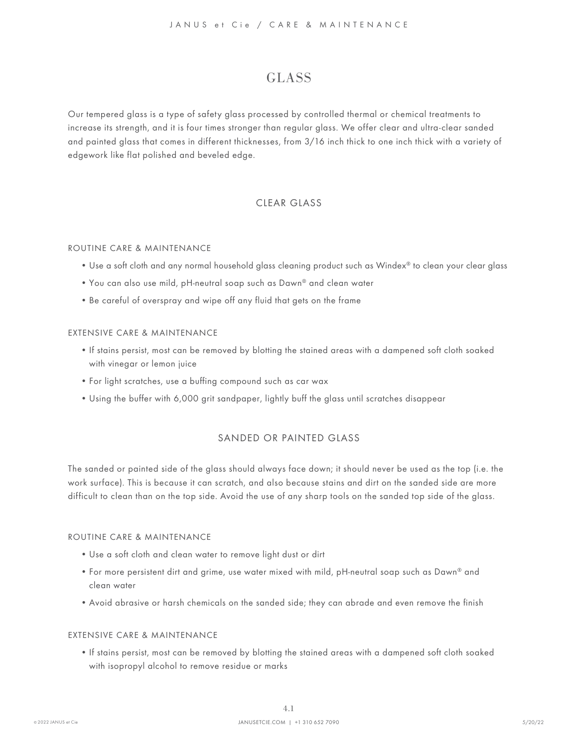# GLASS

Our tempered glass is a type of safety glass processed by controlled thermal or chemical treatments to increase its strength, and it is four times stronger than regular glass. We offer clear and ultra-clear sanded and painted glass that comes in different thicknesses, from 3/16 inch thick to one inch thick with a variety of edgework like flat polished and beveled edge.

## CLEAR GLASS

### ROUTINE CARE & MAINTENANCE

- Use a soft cloth and any normal household glass cleaning product such as Windex® to clean your clear glass
- You can also use mild, pH-neutral soap such as Dawn® and clean water
- Be careful of overspray and wipe off any fluid that gets on the frame

### EXTENSIVE CARE & MAINTENANCE

- If stains persist, most can be removed by blotting the stained areas with a dampened soft cloth soaked with vinegar or lemon juice
- For light scratches, use a buffing compound such as car wax
- Using the buffer with 6,000 grit sandpaper, lightly buff the glass until scratches disappear

## SANDED OR PAINTED GLASS

The sanded or painted side of the glass should always face down; it should never be used as the top (i.e. the work surface). This is because it can scratch, and also because stains and dirt on the sanded side are more difficult to clean than on the top side. Avoid the use of any sharp tools on the sanded top side of the glass.

### ROUTINE CARE & MAINTENANCE

- Use a soft cloth and clean water to remove light dust or dirt
- For more persistent dirt and grime, use water mixed with mild, pH-neutral soap such as Dawn® and clean water
- Avoid abrasive or harsh chemicals on the sanded side; they can abrade and even remove the finish

### EXTENSIVE CARE & MAINTENANCE

- If stains persist, most can be removed by blotting the stained areas with a dampened soft cloth soaked with isopropyl alcohol to remove residue or marks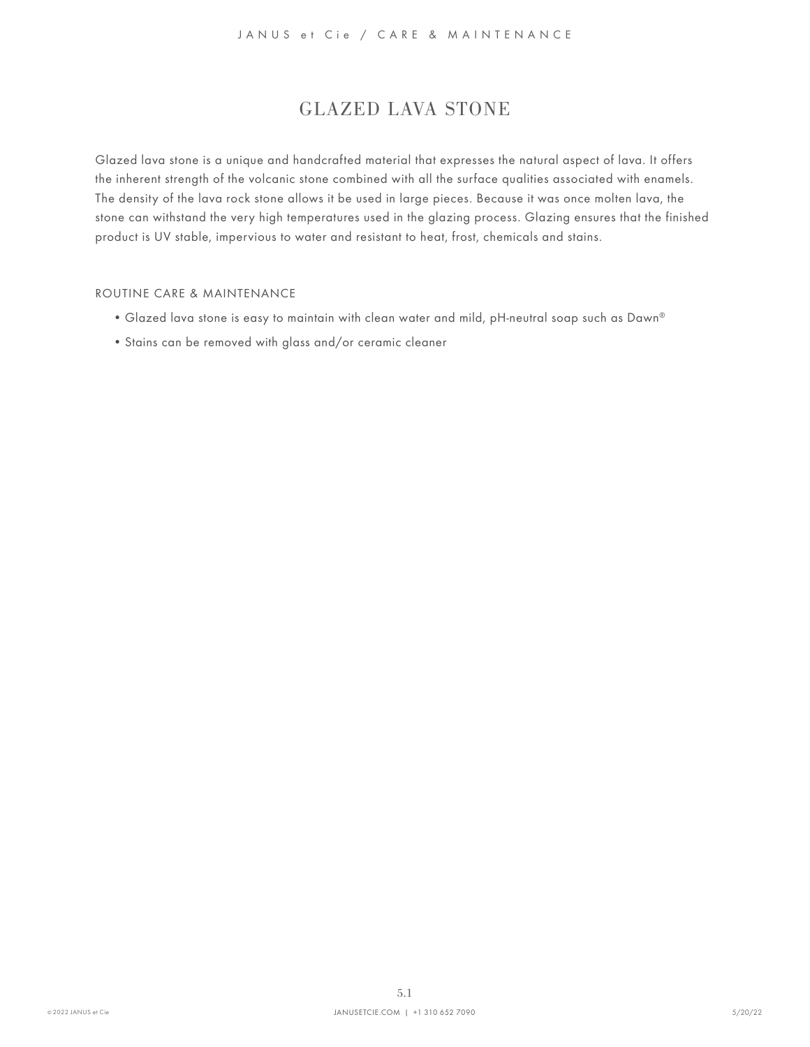# GLAZED LAVA STONE

Glazed lava stone is a unique and handcrafted material that expresses the natural aspect of lava. It offers the inherent strength of the volcanic stone combined with all the surface qualities associated with enamels. The density of the lava rock stone allows it be used in large pieces. Because it was once molten lava, the stone can withstand the very high temperatures used in the glazing process. Glazing ensures that the finished product is UV stable, impervious to water and resistant to heat, frost, chemicals and stains.

## ROUTINE CARE & MAINTENANCE

- Glazed lava stone is easy to maintain with clean water and mild, pH-neutral soap such as Dawn®
- Stains can be removed with glass and/or ceramic cleaner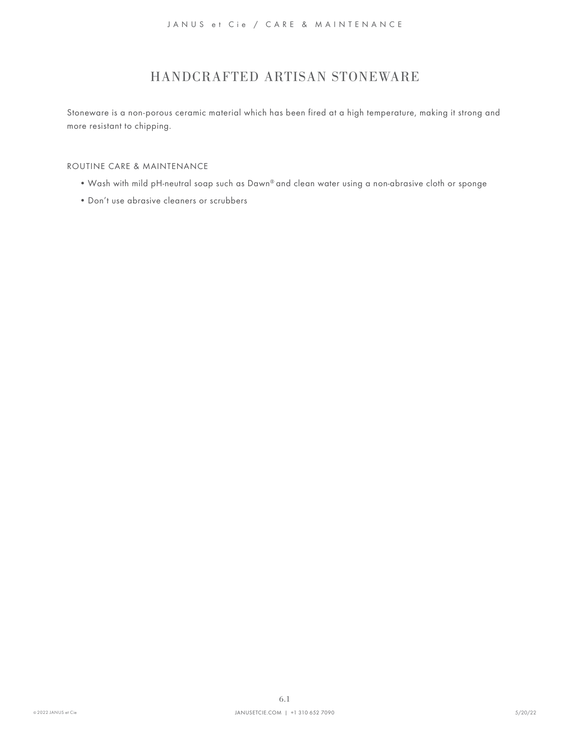# HANDCRAFTED ARTISAN STONEWARE

Stoneware is a non-porous ceramic material which has been fired at a high temperature, making it strong and more resistant to chipping.

## ROUTINE CARE & MAINTENANCE

- Wash with mild pH-neutral soap such as Dawn® and clean water using a non-abrasive cloth or sponge
- Don't use abrasive cleaners or scrubbers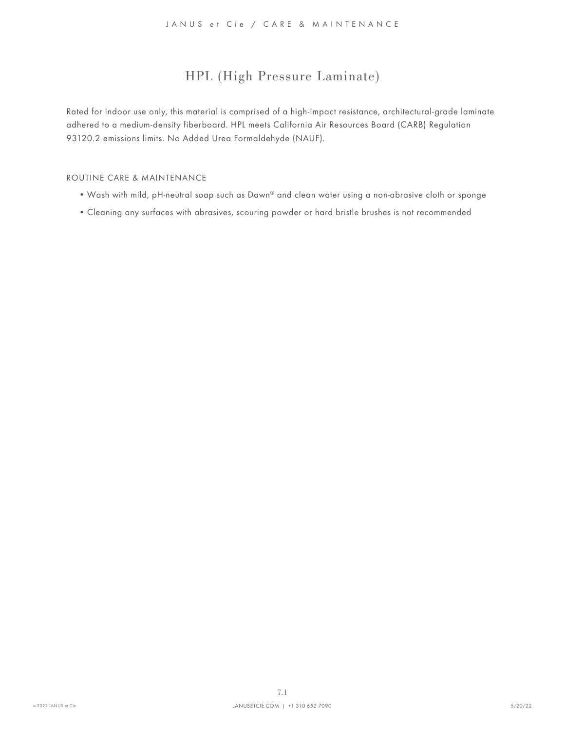# HPL (High Pressure Laminate)

Rated for indoor use only, this material is comprised of a high-impact resistance, architectural-grade laminate adhered to a medium-density fiberboard. HPL meets California Air Resources Board (CARB) Regulation 93120.2 emissions limits. No Added Urea Formaldehyde (NAUF).

## ROUTINE CARE & MAINTENANCE

- Wash with mild, pH-neutral soap such as Dawn® and clean water using a non-abrasive cloth or sponge
- Cleaning any surfaces with abrasives, scouring powder or hard bristle brushes is not recommended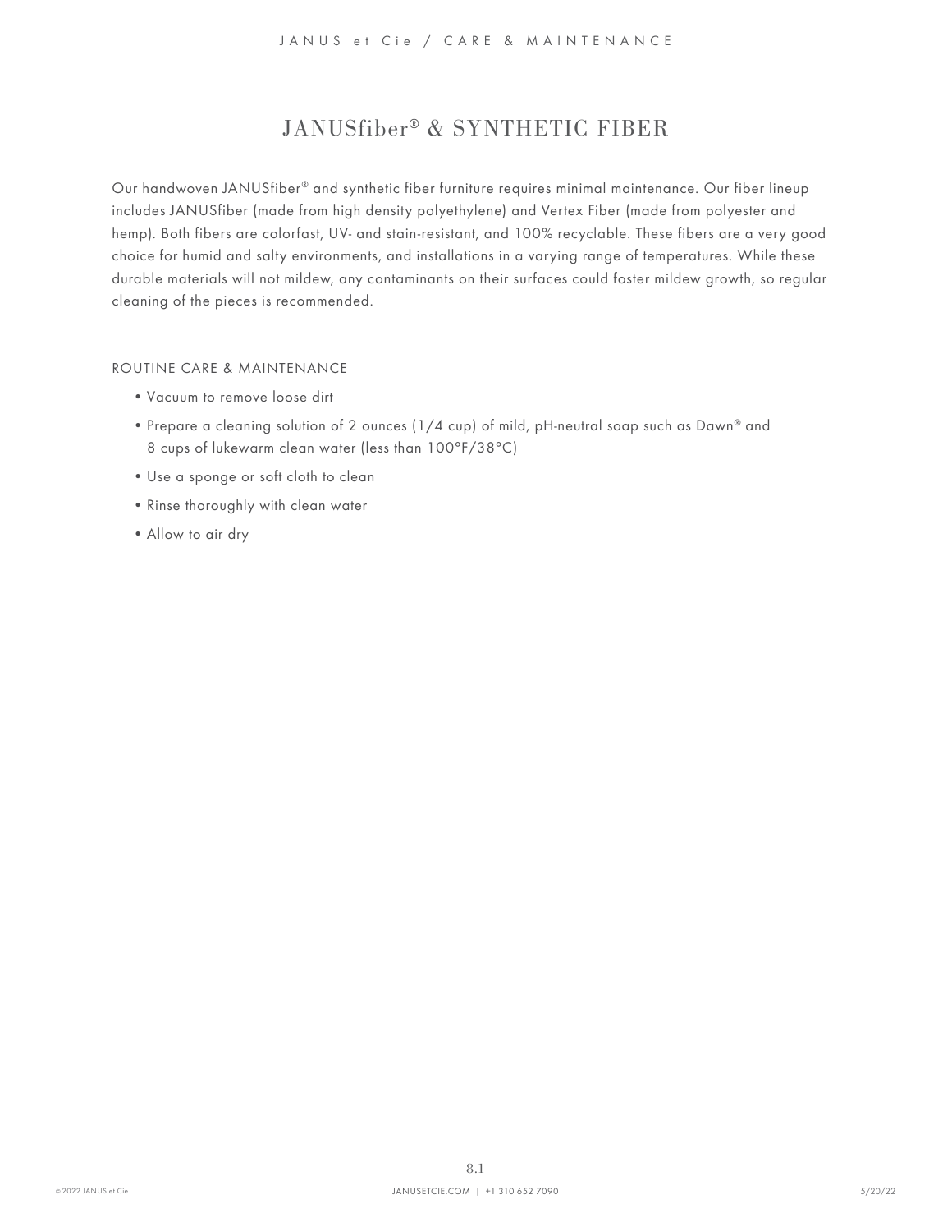# JANUSfiber® & SYNTHETIC FIBER

Our handwoven JANUSfiber® and synthetic fiber furniture requires minimal maintenance. Our fiber lineup includes JANUSfiber (made from high density polyethylene) and Vertex Fiber (made from polyester and hemp). Both fibers are colorfast, UV- and stain-resistant, and 100% recyclable. These fibers are a very good choice for humid and salty environments, and installations in a varying range of temperatures. While these durable materials will not mildew, any contaminants on their surfaces could foster mildew growth, so regular cleaning of the pieces is recommended.

## ROUTINE CARE & MAINTENANCE

- Vacuum to remove loose dirt
- Prepare a cleaning solution of 2 ounces (1/4 cup) of mild, pH-neutral soap such as Dawn® and 8 cups of lukewarm clean water (less than 100°F/38°C)
- Use a sponge or soft cloth to clean
- Rinse thoroughly with clean water
- Allow to air dry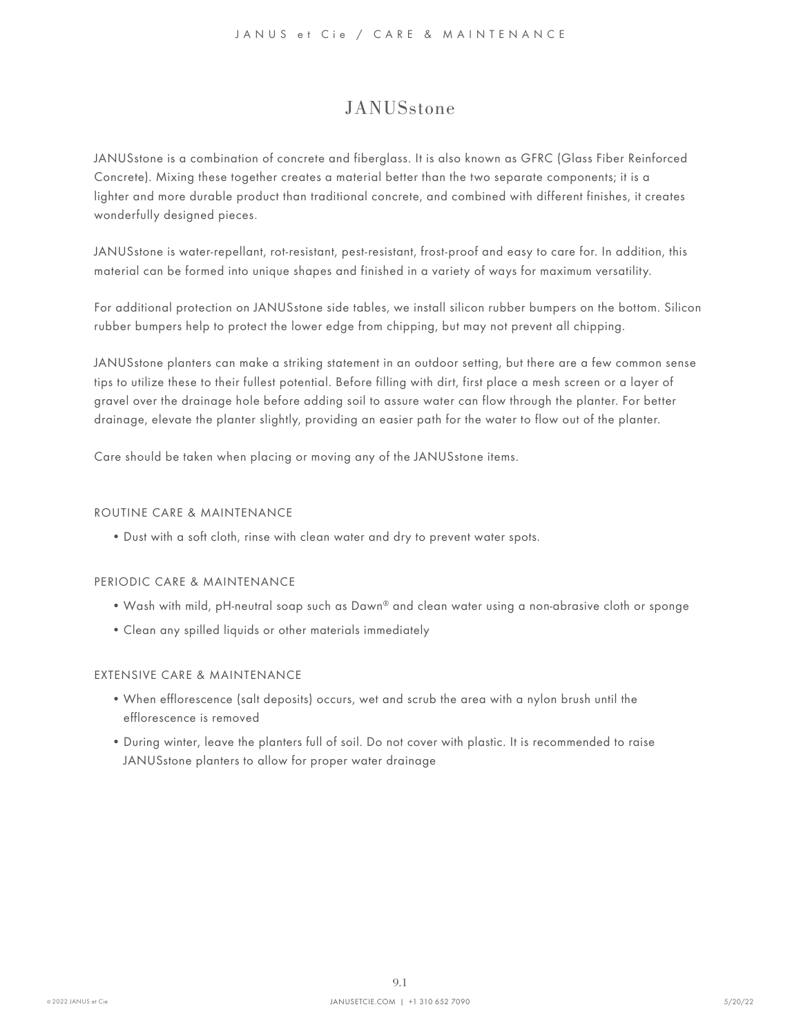# JANUSstone

JANUSstone is a combination of concrete and fiberglass. It is also known as GFRC (Glass Fiber Reinforced Concrete). Mixing these together creates a material better than the two separate components; it is a lighter and more durable product than traditional concrete, and combined with different finishes, it creates wonderfully designed pieces.

JANUSstone is water-repellant, rot-resistant, pest-resistant, frost-proof and easy to care for. In addition, this material can be formed into unique shapes and finished in a variety of ways for maximum versatility.

For additional protection on JANUSstone side tables, we install silicon rubber bumpers on the bottom. Silicon rubber bumpers help to protect the lower edge from chipping, but may not prevent all chipping.

JANUSstone planters can make a striking statement in an outdoor setting, but there are a few common sense tips to utilize these to their fullest potential. Before filling with dirt, first place a mesh screen or a layer of gravel over the drainage hole before adding soil to assure water can flow through the planter. For better drainage, elevate the planter slightly, providing an easier path for the water to flow out of the planter.

Care should be taken when placing or moving any of the JANUSstone items.

## ROUTINE CARE & MAINTENANCE

- Dust with a soft cloth, rinse with clean water and dry to prevent water spots.

## PERIODIC CARE & MAINTENANCE

- Wash with mild, pH-neutral soap such as Dawn® and clean water using a non-abrasive cloth or sponge
- Clean any spilled liquids or other materials immediately

## EXTENSIVE CARE & MAINTENANCE

- When efflorescence (salt deposits) occurs, wet and scrub the area with a nylon brush until the efflorescence is removed
- During winter, leave the planters full of soil. Do not cover with plastic. It is recommended to raise JANUSstone planters to allow for proper water drainage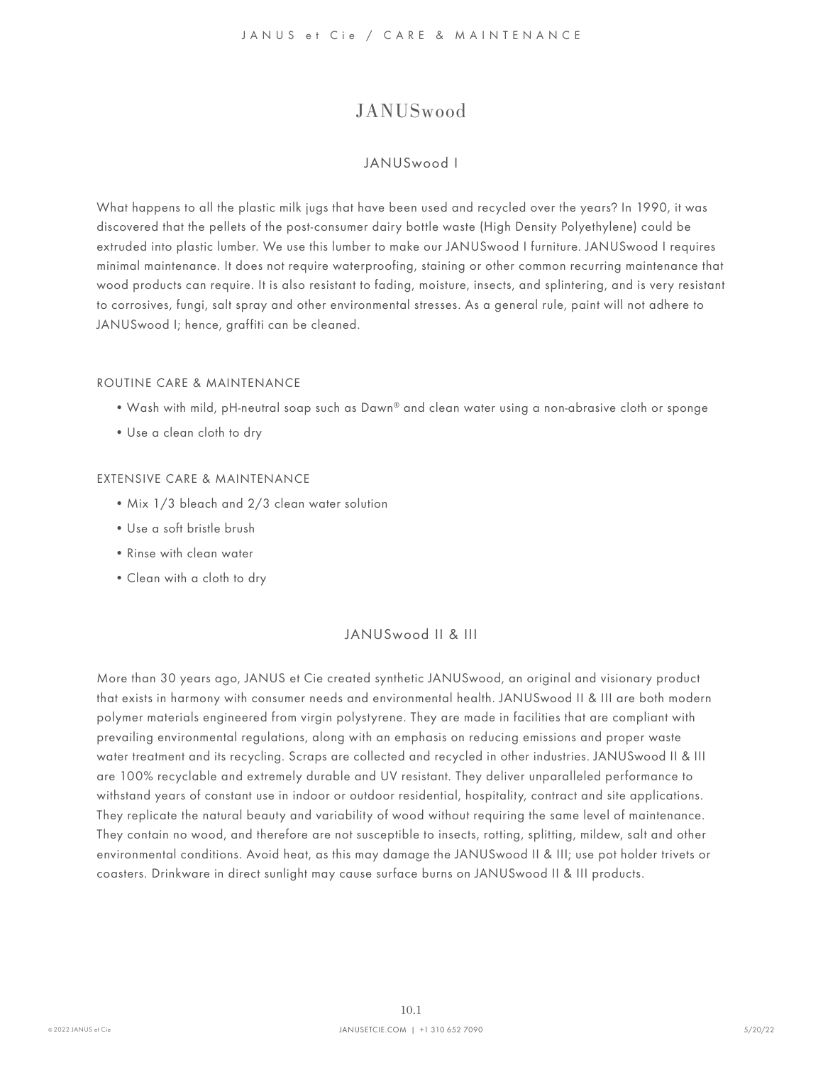# JANUSwood

## JANUSwood I

What happens to all the plastic milk jugs that have been used and recycled over the years? In 1990, it was discovered that the pellets of the post-consumer dairy bottle waste (High Density Polyethylene) could be extruded into plastic lumber. We use this lumber to make our JANUSwood I furniture. JANUSwood I requires minimal maintenance. It does not require waterproofing, staining or other common recurring maintenance that wood products can require. It is also resistant to fading, moisture, insects, and splintering, and is very resistant to corrosives, fungi, salt spray and other environmental stresses. As a general rule, paint will not adhere to JANUSwood I; hence, graffiti can be cleaned.

### ROUTINE CARE & MAINTENANCE

- Wash with mild, pH-neutral soap such as Dawn® and clean water using a non-abrasive cloth or sponge
- Use a clean cloth to dry

### EXTENSIVE CARE & MAINTENANCE

- Mix 1/3 bleach and 2/3 clean water solution
- Use a soft bristle brush
- Rinse with clean water
- Clean with a cloth to dry

## JANUSwood II & III

More than 30 years ago, JANUS et Cie created synthetic JANUSwood, an original and visionary product that exists in harmony with consumer needs and environmental health. JANUSwood II & III are both modern polymer materials engineered from virgin polystyrene. They are made in facilities that are compliant with prevailing environmental regulations, along with an emphasis on reducing emissions and proper waste water treatment and its recycling. Scraps are collected and recycled in other industries. JANUSwood II & III are 100% recyclable and extremely durable and UV resistant. They deliver unparalleled performance to withstand years of constant use in indoor or outdoor residential, hospitality, contract and site applications. They replicate the natural beauty and variability of wood without requiring the same level of maintenance. They contain no wood, and therefore are not susceptible to insects, rotting, splitting, mildew, salt and other environmental conditions. Avoid heat, as this may damage the JANUSwood II & III; use pot holder trivets or coasters. Drinkware in direct sunlight may cause surface burns on JANUSwood II & III products.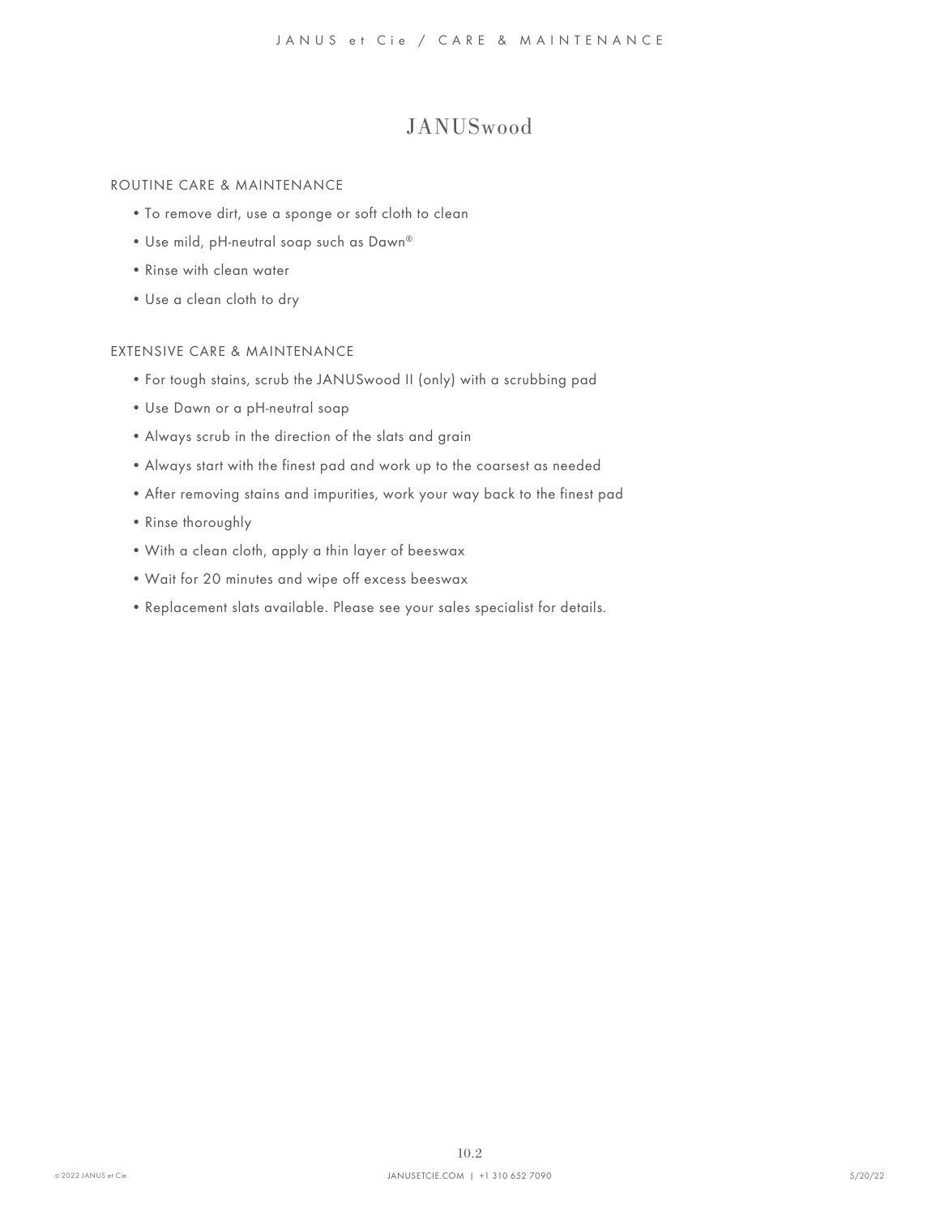# JANUSwood

## ROUTINE CARE & MAINTENANCE

- To remove dirt, use a sponge or soft cloth to clean
- Use mild, pH-neutral soap such as Dawn®
- Rinse with clean water
- Use a clean cloth to dry

## EXTENSIVE CARE & MAINTENANCE

- For tough stains, scrub the JANUSwood II (only) with a scrubbing pad
- Use Dawn or a pH-neutral soap
- Always scrub in the direction of the slats and grain
- Always start with the finest pad and work up to the coarsest as needed
- After removing stains and impurities, work your way back to the finest pad
- Rinse thoroughly
- With a clean cloth, apply a thin layer of beeswax
- Wait for 20 minutes and wipe off excess beeswax
- Replacement slats available. Please see your sales specialist for details.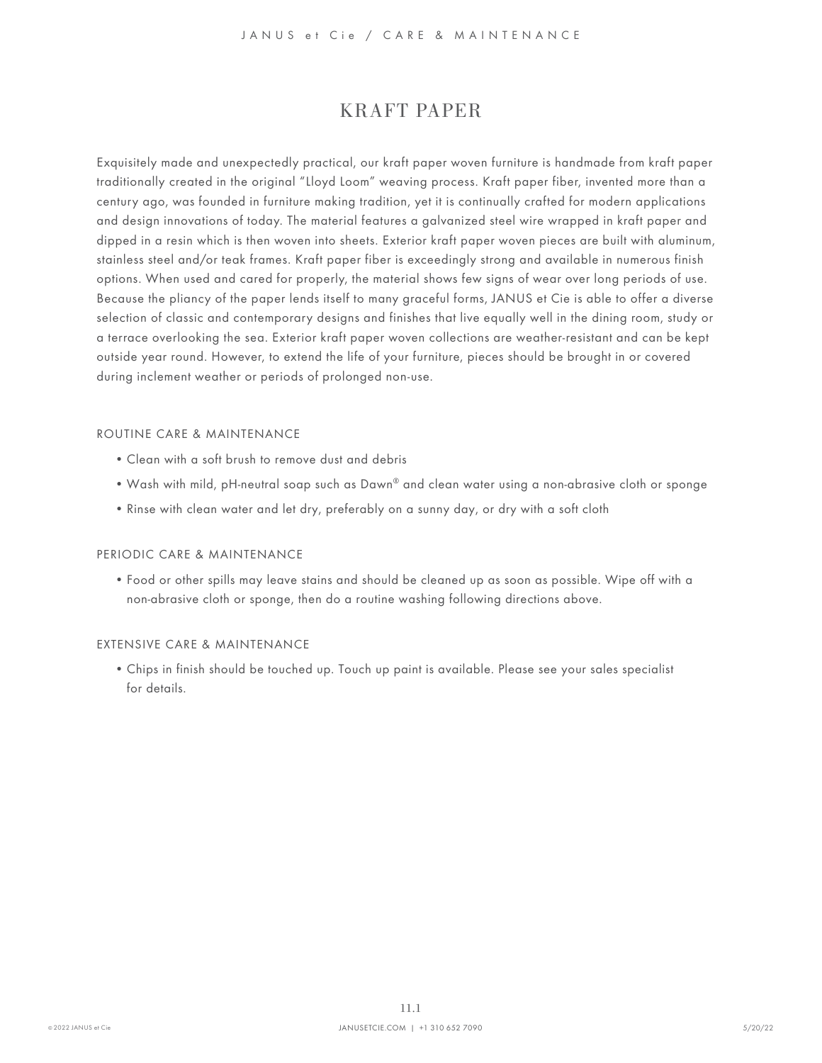# KRAFT PAPER

Exquisitely made and unexpectedly practical, our kraft paper woven furniture is handmade from kraft paper traditionally created in the original "Lloyd Loom" weaving process. Kraft paper fiber, invented more than a century ago, was founded in furniture making tradition, yet it is continually crafted for modern applications and design innovations of today. The material features a galvanized steel wire wrapped in kraft paper and dipped in a resin which is then woven into sheets. Exterior kraft paper woven pieces are built with aluminum, stainless steel and/or teak frames. Kraft paper fiber is exceedingly strong and available in numerous finish options. When used and cared for properly, the material shows few signs of wear over long periods of use. Because the pliancy of the paper lends itself to many graceful forms, JANUS et Cie is able to offer a diverse selection of classic and contemporary designs and finishes that live equally well in the dining room, study or a terrace overlooking the sea. Exterior kraft paper woven collections are weather-resistant and can be kept outside year round. However, to extend the life of your furniture, pieces should be brought in or covered during inclement weather or periods of prolonged non-use.

## ROUTINE CARE & MAINTENANCE

- Clean with a soft brush to remove dust and debris
- Wash with mild, pH-neutral soap such as Dawn® and clean water using a non-abrasive cloth or sponge
- Rinse with clean water and let dry, preferably on a sunny day, or dry with a soft cloth

## PERIODIC CARE & MAINTENANCE

- Food or other spills may leave stains and should be cleaned up as soon as possible. Wipe off with a non-abrasive cloth or sponge, then do a routine washing following directions above.

## EXTENSIVE CARE & MAINTENANCE

- Chips in finish should be touched up. Touch up paint is available. Please see your sales specialist for details.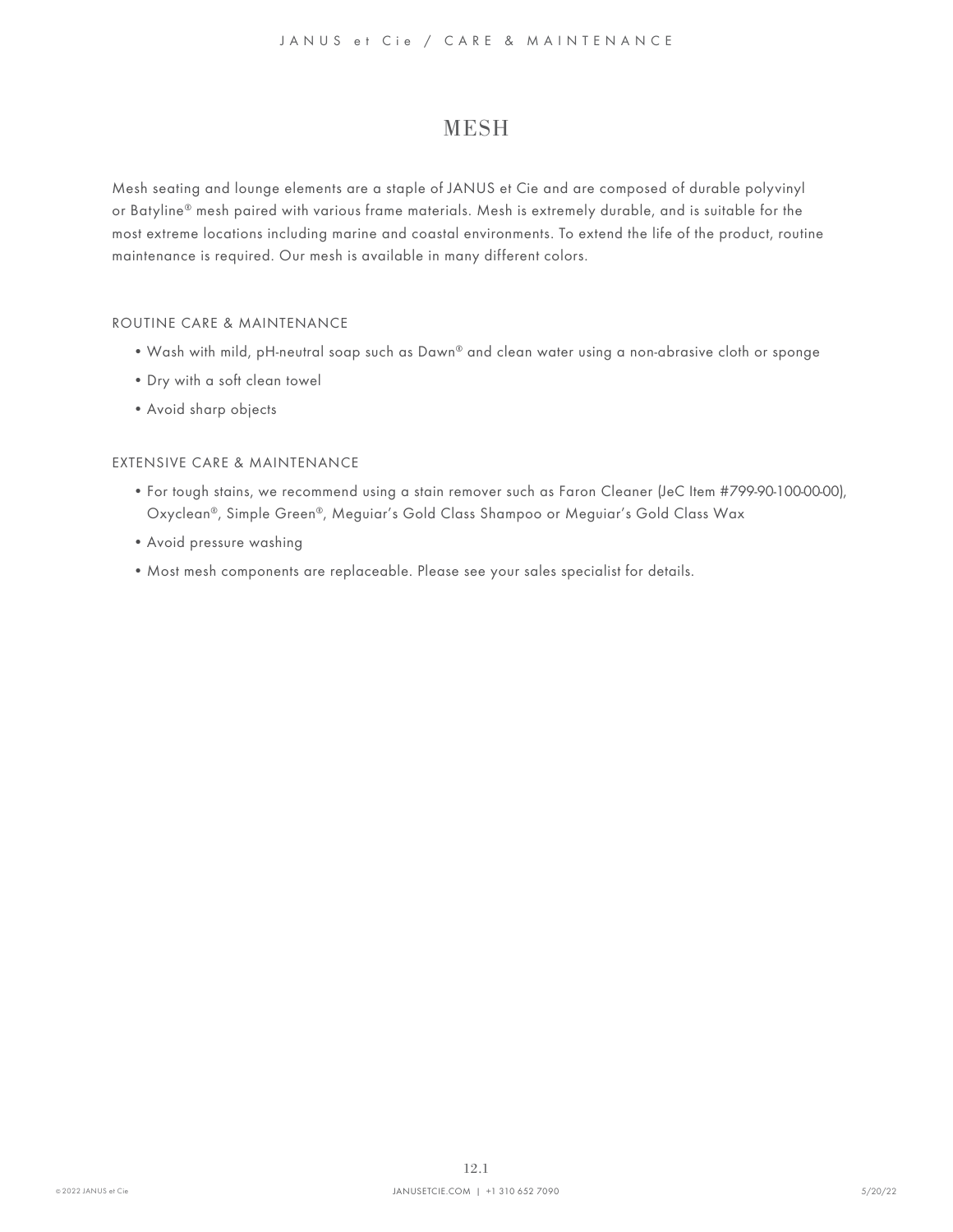# MESH

Mesh seating and lounge elements are a staple of JANUS et Cie and are composed of durable polyvinyl or Batyline® mesh paired with various frame materials. Mesh is extremely durable, and is suitable for the most extreme locations including marine and coastal environments. To extend the life of the product, routine maintenance is required. Our mesh is available in many different colors.

## ROUTINE CARE & MAINTENANCE

- Wash with mild, pH-neutral soap such as Dawn® and clean water using a non-abrasive cloth or sponge
- Dry with a soft clean towel
- Avoid sharp objects

## EXTENSIVE CARE & MAINTENANCE

- For tough stains, we recommend using a stain remover such as Faron Cleaner (JeC Item #799-90-100-00-00), Oxyclean®, Simple Green®, Meguiar's Gold Class Shampoo or Meguiar's Gold Class Wax
- Avoid pressure washing
- Most mesh components are replaceable. Please see your sales specialist for details.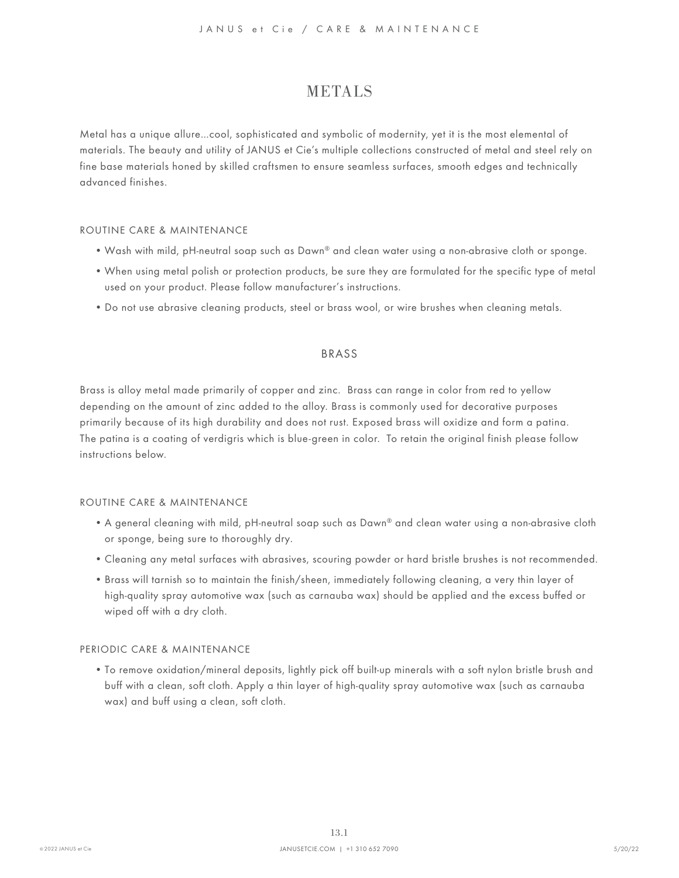# METALS

Metal has a unique allure...cool, sophisticated and symbolic of modernity, yet it is the most elemental of materials. The beauty and utility of JANUS et Cie's multiple collections constructed of metal and steel rely on fine base materials honed by skilled craftsmen to ensure seamless surfaces, smooth edges and technically advanced finishes.

### ROUTINE CARE & MAINTENANCE

- Wash with mild, pH-neutral soap such as Dawn® and clean water using a non-abrasive cloth or sponge.
- When using metal polish or protection products, be sure they are formulated for the specific type of metal used on your product. Please follow manufacturer's instructions.
- Do not use abrasive cleaning products, steel or brass wool, or wire brushes when cleaning metals.

## BRASS

Brass is alloy metal made primarily of copper and zinc. Brass can range in color from red to yellow depending on the amount of zinc added to the alloy. Brass is commonly used for decorative purposes primarily because of its high durability and does not rust. Exposed brass will oxidize and form a patina. The patina is a coating of verdigris which is blue-green in color. To retain the original finish please follow instructions below.

### ROUTINE CARE & MAINTENANCE

- A general cleaning with mild, pH-neutral soap such as Dawn® and clean water using a non-abrasive cloth or sponge, being sure to thoroughly dry.
- Cleaning any metal surfaces with abrasives, scouring powder or hard bristle brushes is not recommended.
- Brass will tarnish so to maintain the finish/sheen, immediately following cleaning, a very thin layer of high-quality spray automotive wax (such as carnauba wax) should be applied and the excess buffed or wiped off with a dry cloth.

### PERIODIC CARE & MAINTENANCE

- To remove oxidation/mineral deposits, lightly pick off built-up minerals with a soft nylon bristle brush and buff with a clean, soft cloth. Apply a thin layer of high-quality spray automotive wax (such as carnauba wax) and buff using a clean, soft cloth.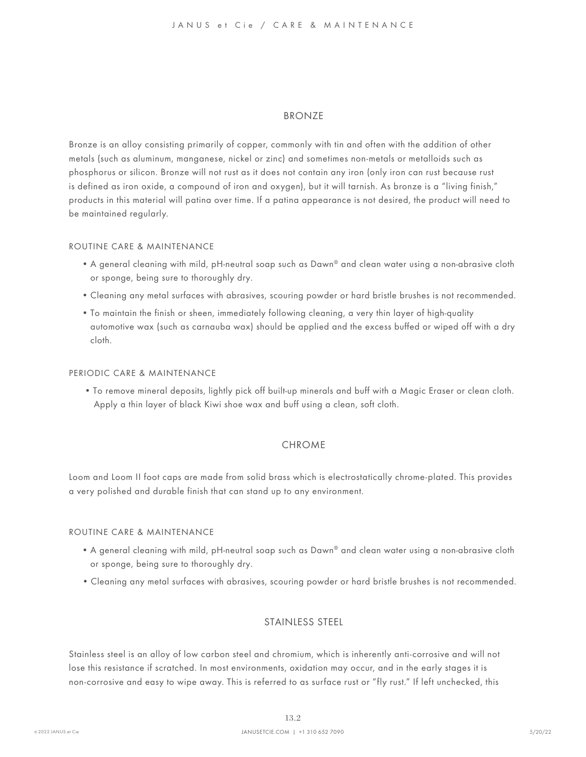## BRONZE

Bronze is an alloy consisting primarily of copper, commonly with tin and often with the addition of other metals (such as aluminum, manganese, nickel or zinc) and sometimes non-metals or metalloids such as phosphorus or silicon. Bronze will not rust as it does not contain any iron (only iron can rust because rust is defined as iron oxide, a compound of iron and oxygen), but it will tarnish. As bronze is a "living finish," products in this material will patina over time. If a patina appearance is not desired, the product will need to be maintained regularly.

### ROUTINE CARE & MAINTENANCE

- A general cleaning with mild, pH-neutral soap such as Dawn® and clean water using a non-abrasive cloth or sponge, being sure to thoroughly dry.
- Cleaning any metal surfaces with abrasives, scouring powder or hard bristle brushes is not recommended.
- To maintain the finish or sheen, immediately following cleaning, a very thin layer of high-quality automotive wax (such as carnauba wax) should be applied and the excess buffed or wiped off with a dry cloth.

### PERIODIC CARE & MAINTENANCE

- To remove mineral deposits, lightly pick off built-up minerals and buff with a Magic Eraser or clean cloth. Apply a thin layer of black Kiwi shoe wax and buff using a clean, soft cloth.

## CHROME

Loom and Loom II foot caps are made from solid brass which is electrostatically chrome-plated. This provides a very polished and durable finish that can stand up to any environment.

### ROUTINE CARE & MAINTENANCE

- A general cleaning with mild, pH-neutral soap such as Dawn® and clean water using a non-abrasive cloth or sponge, being sure to thoroughly dry.
- Cleaning any metal surfaces with abrasives, scouring powder or hard bristle brushes is not recommended.

## STAINLESS STEEL

Stainless steel is an alloy of low carbon steel and chromium, which is inherently anti-corrosive and will not lose this resistance if scratched. In most environments, oxidation may occur, and in the early stages it is non-corrosive and easy to wipe away. This is referred to as surface rust or "fly rust." If left unchecked, this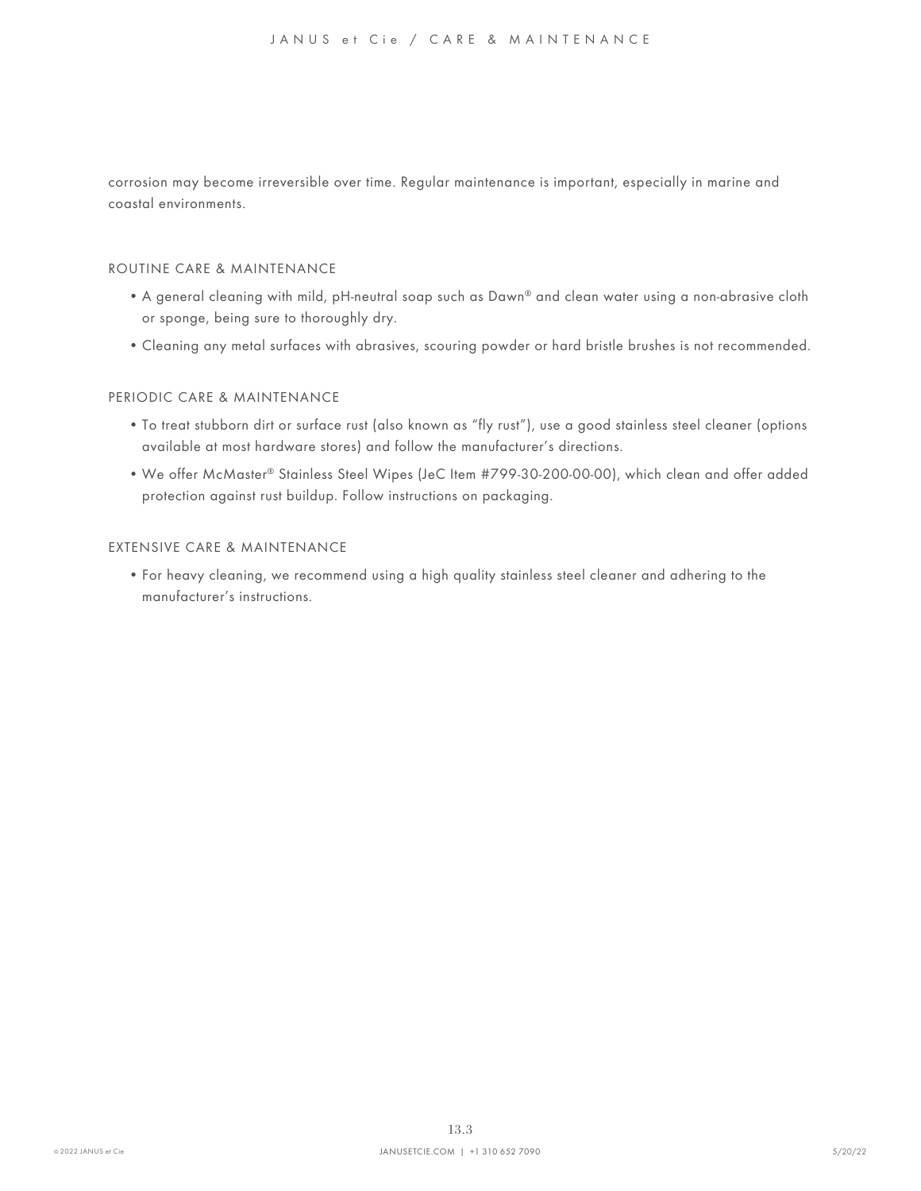corrosion may become irreversible over time. Regular maintenance is important, especially in marine and coastal environments.

## ROUTINE CARE & MAINTENANCE

- A general cleaning with mild, pH-neutral soap such as Dawn® and clean water using a non-abrasive cloth or sponge, being sure to thoroughly dry.
- Cleaning any metal surfaces with abrasives, scouring powder or hard bristle brushes is not recommended.

## PERIODIC CARE & MAINTENANCE

- To treat stubborn dirt or surface rust (also known as “fly rust”), use a good stainless steel cleaner (options available at most hardware stores) and follow the manufacturer’s directions.
- We offer McMaster® Stainless Steel Wipes (JeC Item #799-30-200-00-00), which clean and offer added protection against rust buildup. Follow instructions on packaging.

## EXTENSIVE CARE & MAINTENANCE

- For heavy cleaning, we recommend using a high quality stainless steel cleaner and adhering to the manufacturer’s instructions.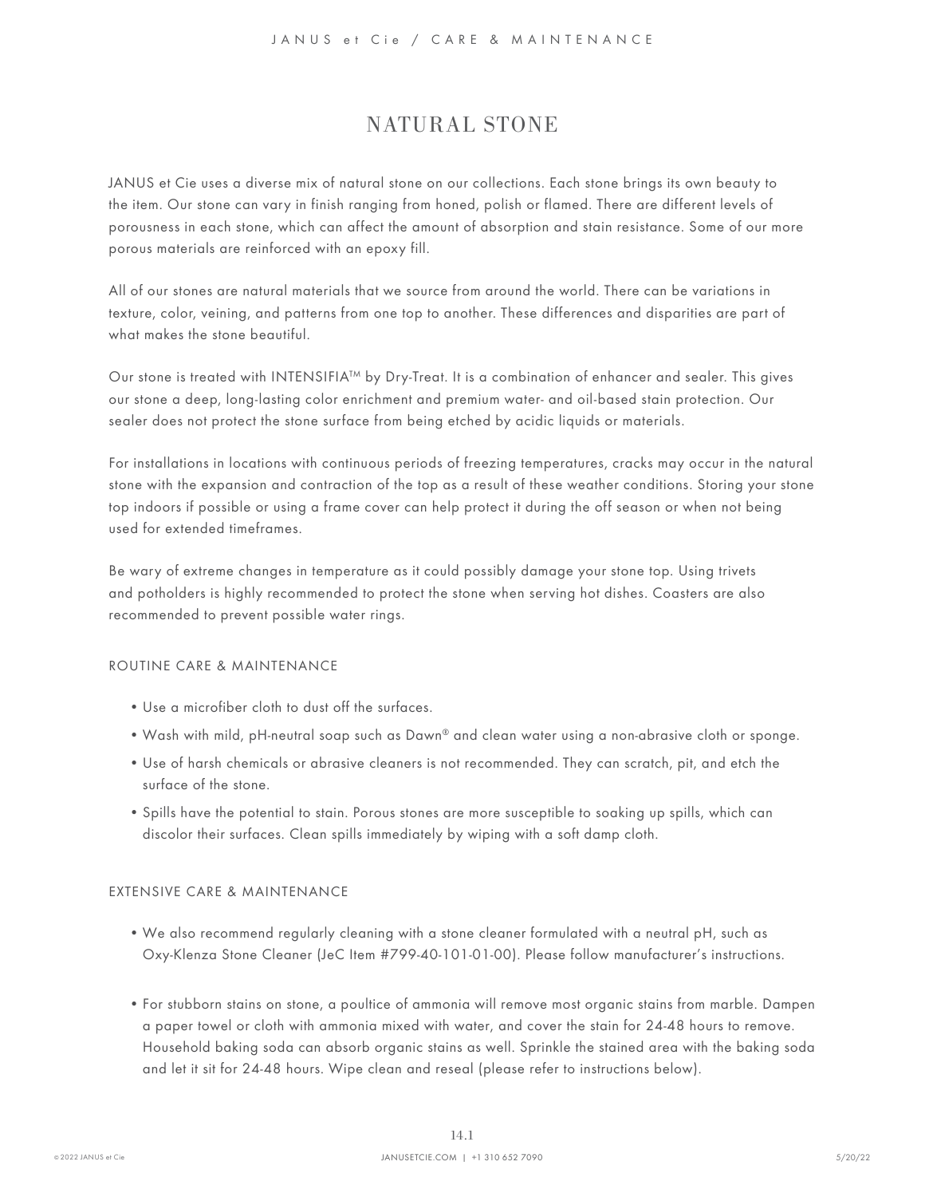# NATURAL STONE

JANUS et Cie uses a diverse mix of natural stone on our collections. Each stone brings its own beauty to the item. Our stone can vary in finish ranging from honed, polish or flamed. There are different levels of porousness in each stone, which can affect the amount of absorption and stain resistance. Some of our more porous materials are reinforced with an epoxy fill.

All of our stones are natural materials that we source from around the world. There can be variations in texture, color, veining, and patterns from one top to another. These differences and disparities are part of what makes the stone beautiful.

Our stone is treated with INTENSIFIA™ by Dry-Treat. It is a combination of enhancer and sealer. This gives our stone a deep, long-lasting color enrichment and premium water- and oil-based stain protection. Our sealer does not protect the stone surface from being etched by acidic liquids or materials.

For installations in locations with continuous periods of freezing temperatures, cracks may occur in the natural stone with the expansion and contraction of the top as a result of these weather conditions. Storing your stone top indoors if possible or using a frame cover can help protect it during the off season or when not being used for extended timeframes.

Be wary of extreme changes in temperature as it could possibly damage your stone top. Using trivets and potholders is highly recommended to protect the stone when serving hot dishes. Coasters are also recommended to prevent possible water rings.

## ROUTINE CARE & MAINTENANCE

- Use a microfiber cloth to dust off the surfaces.
- Wash with mild, pH-neutral soap such as Dawn® and clean water using a non-abrasive cloth or sponge.
- Use of harsh chemicals or abrasive cleaners is not recommended. They can scratch, pit, and etch the surface of the stone.
- Spills have the potential to stain. Porous stones are more susceptible to soaking up spills, which can discolor their surfaces. Clean spills immediately by wiping with a soft damp cloth.

## EXTENSIVE CARE & MAINTENANCE

- We also recommend regularly cleaning with a stone cleaner formulated with a neutral pH, such as Oxy-Klenza Stone Cleaner (JeC Item #799-40-101-01-00). Please follow manufacturer's instructions.
- For stubborn stains on stone, a poultice of ammonia will remove most organic stains from marble. Dampen a paper towel or cloth with ammonia mixed with water, and cover the stain for 24-48 hours to remove. Household baking soda can absorb organic stains as well. Sprinkle the stained area with the baking soda and let it sit for 24-48 hours. Wipe clean and reseal (please refer to instructions below).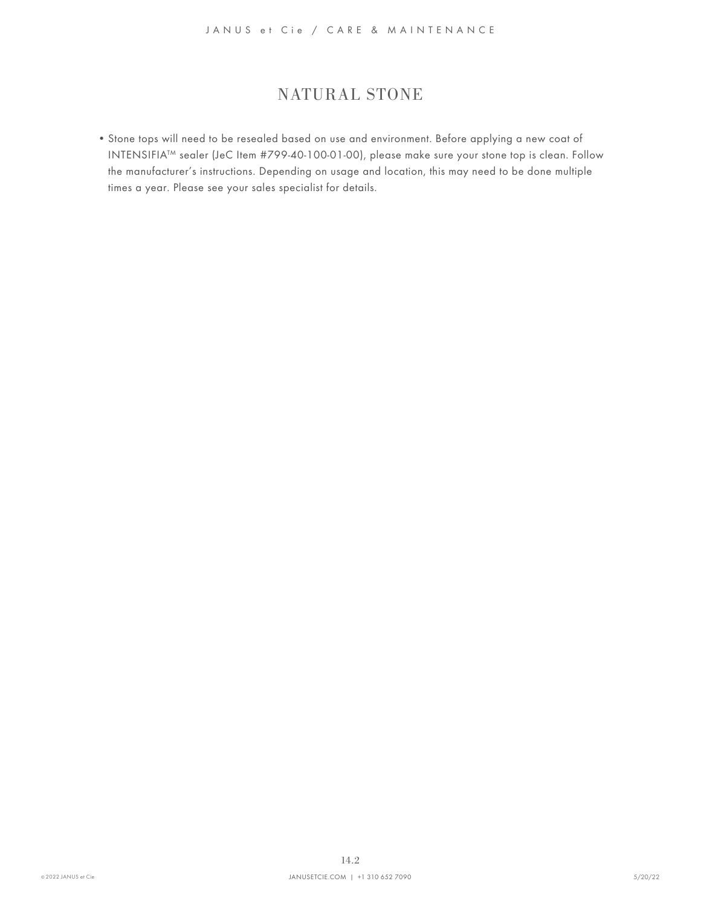# NATURAL STONE

- Stone tops will need to be resealed based on use and environment. Before applying a new coat of INTENSIFIA™ sealer (JeC Item #799-40-100-01-00), please make sure your stone top is clean. Follow the manufacturer's instructions. Depending on usage and location, this may need to be done multiple times a year. Please see your sales specialist for details.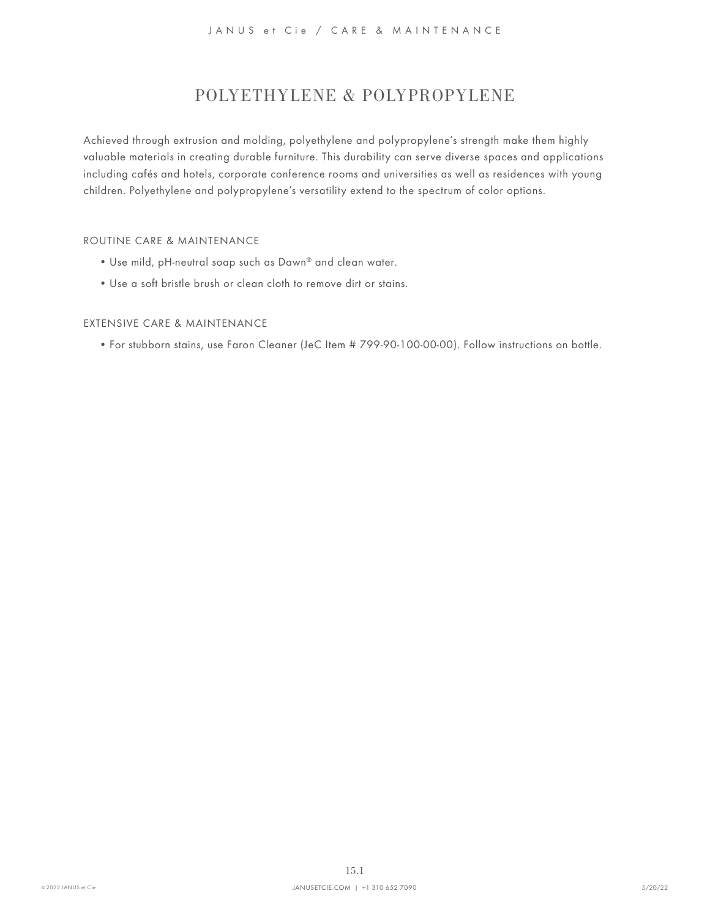# POLYETHYLENE & POLYPROPYLENE

Achieved through extrusion and molding, polyethylene and polypropylene's strength make them highly valuable materials in creating durable furniture. This durability can serve diverse spaces and applications including cafés and hotels, corporate conference rooms and universities as well as residences with young children. Polyethylene and polypropylene's versatility extend to the spectrum of color options.

## ROUTINE CARE & MAINTENANCE

- Use mild, pH-neutral soap such as Dawn® and clean water.
- Use a soft bristle brush or clean cloth to remove dirt or stains.

## EXTENSIVE CARE & MAINTENANCE

- For stubborn stains, use Faron Cleaner (JeC Item # 799-90-100-00-00). Follow instructions on bottle.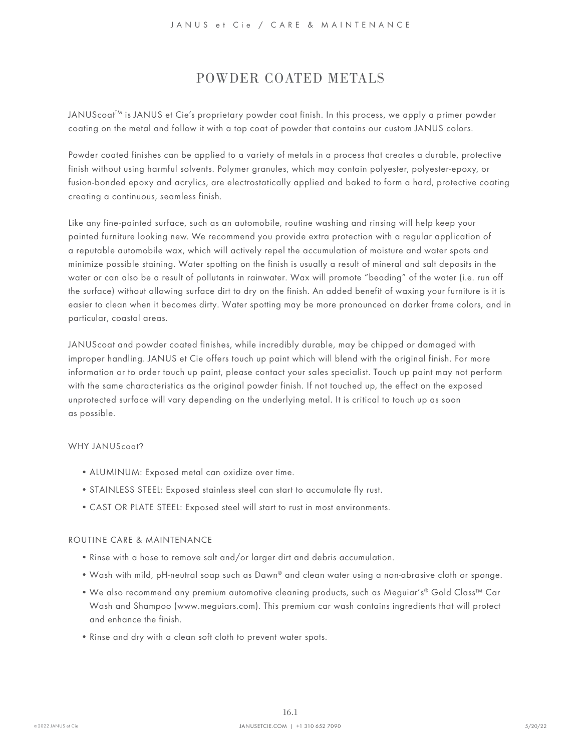# POWDER COATED METALS

JANUScoat™ is JANUS et Cie's proprietary powder coat finish. In this process, we apply a primer powder coating on the metal and follow it with a top coat of powder that contains our custom JANUS colors.

Powder coated finishes can be applied to a variety of metals in a process that creates a durable, protective finish without using harmful solvents. Polymer granules, which may contain polyester, polyester-epoxy, or fusion-bonded epoxy and acrylics, are electrostatically applied and baked to form a hard, protective coating creating a continuous, seamless finish.

Like any fine-painted surface, such as an automobile, routine washing and rinsing will help keep your painted furniture looking new. We recommend you provide extra protection with a regular application of a reputable automobile wax, which will actively repel the accumulation of moisture and water spots and minimize possible staining. Water spotting on the finish is usually a result of mineral and salt deposits in the water or can also be a result of pollutants in rainwater. Wax will promote "beading" of the water (i.e. run off the surface) without allowing surface dirt to dry on the finish. An added benefit of waxing your furniture is it is easier to clean when it becomes dirty. Water spotting may be more pronounced on darker frame colors, and in particular, coastal areas.

JANUScoat and powder coated finishes, while incredibly durable, may be chipped or damaged with improper handling. JANUS et Cie offers touch up paint which will blend with the original finish. For more information or to order touch up paint, please contact your sales specialist. Touch up paint may not perform with the same characteristics as the original powder finish. If not touched up, the effect on the exposed unprotected surface will vary depending on the underlying metal. It is critical to touch up as soon as possible.

## WHY JANUScoat?

- ALUMINUM: Exposed metal can oxidize over time.
- STAINLESS STEEL: Exposed stainless steel can start to accumulate fly rust.
- CAST OR PLATE STEEL: Exposed steel will start to rust in most environments.

## ROUTINE CARE & MAINTENANCE

- Rinse with a hose to remove salt and/or larger dirt and debris accumulation.
- Wash with mild, pH-neutral soap such as Dawn® and clean water using a non-abrasive cloth or sponge.
- We also recommend any premium automotive cleaning products, such as Meguiar's® Gold Class™ Car Wash and Shampoo (www.meguiars.com). This premium car wash contains ingredients that will protect and enhance the finish.
- Rinse and dry with a clean soft cloth to prevent water spots.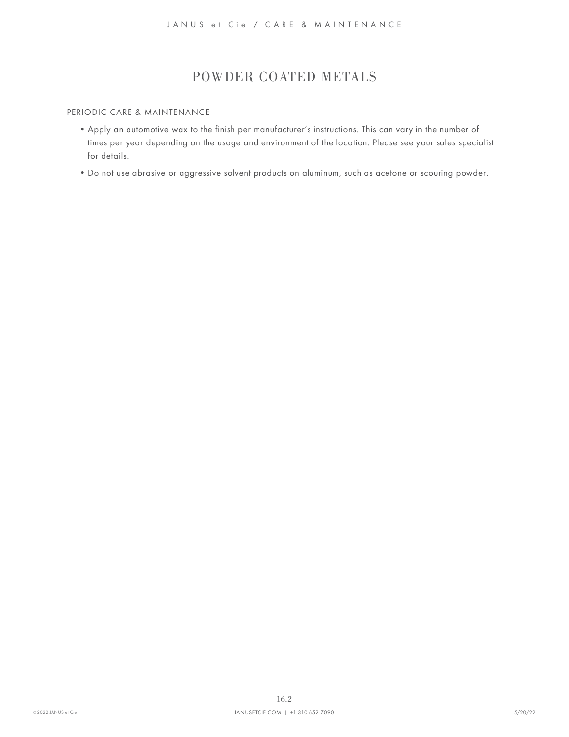# POWDER COATED METALS

## PERIODIC CARE & MAINTENANCE

- Apply an automotive wax to the finish per manufacturer's instructions. This can vary in the number of times per year depending on the usage and environment of the location. Please see your sales specialist for details.
- Do not use abrasive or aggressive solvent products on aluminum, such as acetone or scouring powder.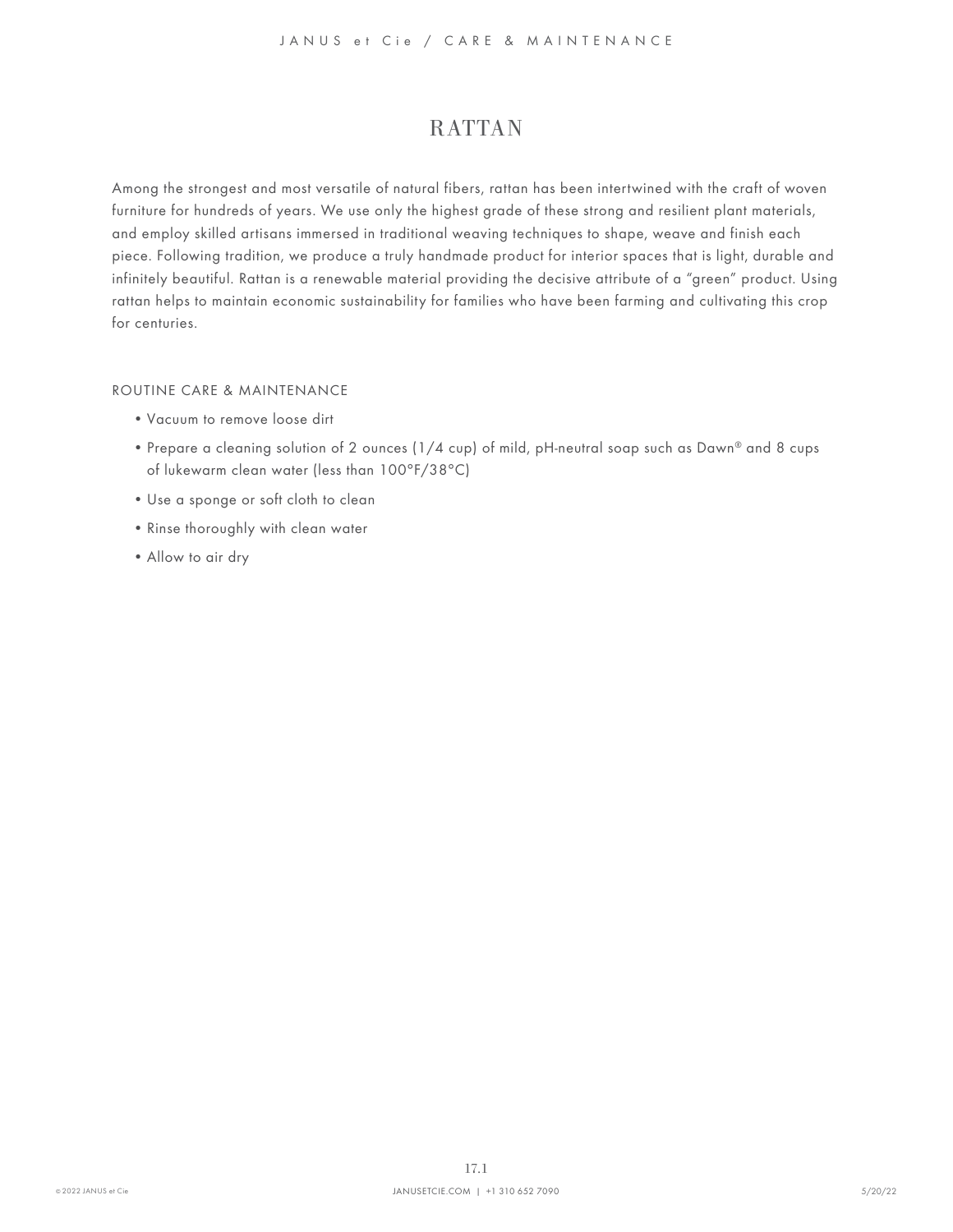# RATTAN

Among the strongest and most versatile of natural fibers, rattan has been intertwined with the craft of woven furniture for hundreds of years. We use only the highest grade of these strong and resilient plant materials, and employ skilled artisans immersed in traditional weaving techniques to shape, weave and finish each piece. Following tradition, we produce a truly handmade product for interior spaces that is light, durable and infinitely beautiful. Rattan is a renewable material providing the decisive attribute of a "green" product. Using rattan helps to maintain economic sustainability for families who have been farming and cultivating this crop for centuries.

## ROUTINE CARE & MAINTENANCE

- Vacuum to remove loose dirt
- Prepare a cleaning solution of 2 ounces (1/4 cup) of mild, pH-neutral soap such as Dawn® and 8 cups of lukewarm clean water (less than 100°F/38°C)
- Use a sponge or soft cloth to clean
- Rinse thoroughly with clean water
- Allow to air dry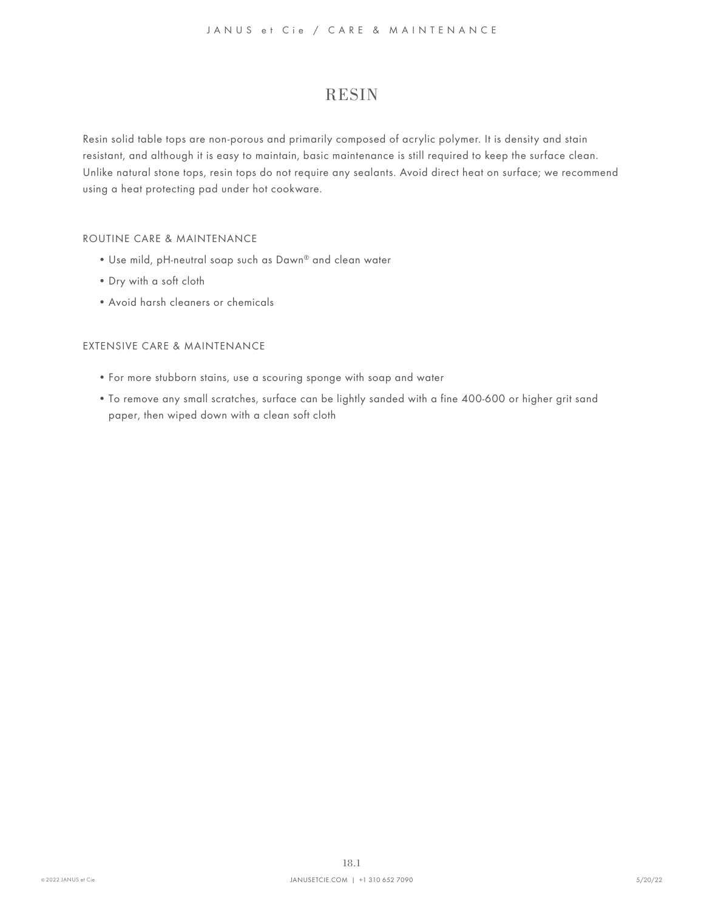# RESIN

Resin solid table tops are non-porous and primarily composed of acrylic polymer. It is density and stain resistant, and although it is easy to maintain, basic maintenance is still required to keep the surface clean. Unlike natural stone tops, resin tops do not require any sealants. Avoid direct heat on surface; we recommend using a heat protecting pad under hot cookware.

## ROUTINE CARE & MAINTENANCE

- Use mild, pH-neutral soap such as Dawn® and clean water
- Dry with a soft cloth
- Avoid harsh cleaners or chemicals

## EXTENSIVE CARE & MAINTENANCE

- For more stubborn stains, use a scouring sponge with soap and water
- To remove any small scratches, surface can be lightly sanded with a fine 400-600 or higher grit sand paper, then wiped down with a clean soft cloth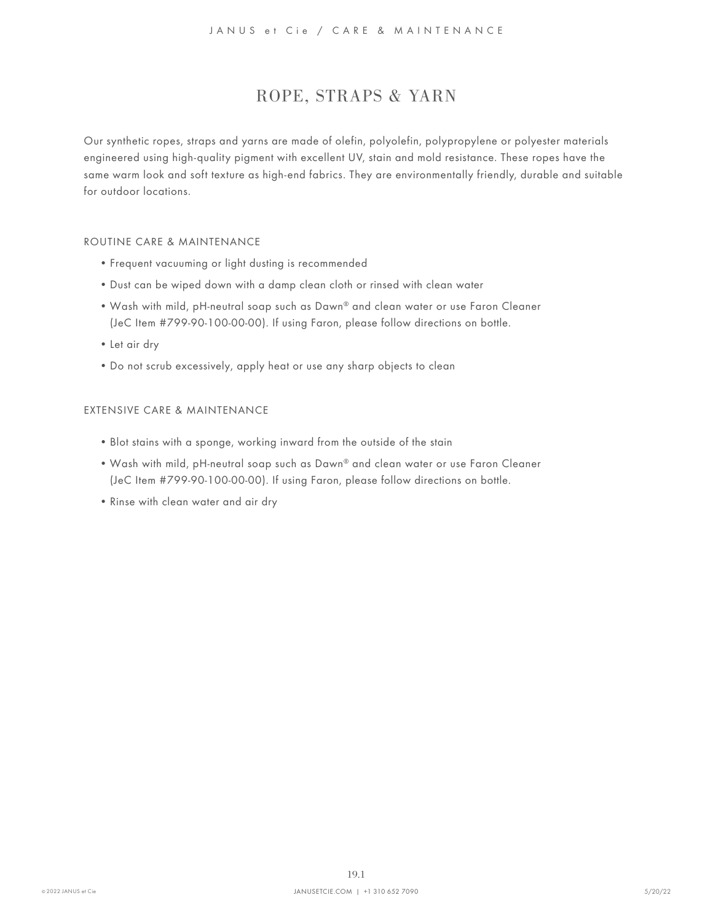# ROPE, STRAPS & YARN

Our synthetic ropes, straps and yarns are made of olefin, polyolefin, polypropylene or polyester materials engineered using high-quality pigment with excellent UV, stain and mold resistance. These ropes have the same warm look and soft texture as high-end fabrics. They are environmentally friendly, durable and suitable for outdoor locations.

## ROUTINE CARE & MAINTENANCE

- Frequent vacuuming or light dusting is recommended
- Dust can be wiped down with a damp clean cloth or rinsed with clean water
- Wash with mild, pH-neutral soap such as Dawn® and clean water or use Faron Cleaner (JeC Item #799-90-100-00-00). If using Faron, please follow directions on bottle.
- Let air dry
- Do not scrub excessively, apply heat or use any sharp objects to clean

## EXTENSIVE CARE & MAINTENANCE

- Blot stains with a sponge, working inward from the outside of the stain
- Wash with mild, pH-neutral soap such as Dawn® and clean water or use Faron Cleaner (JeC Item #799-90-100-00-00). If using Faron, please follow directions on bottle.
- Rinse with clean water and air dry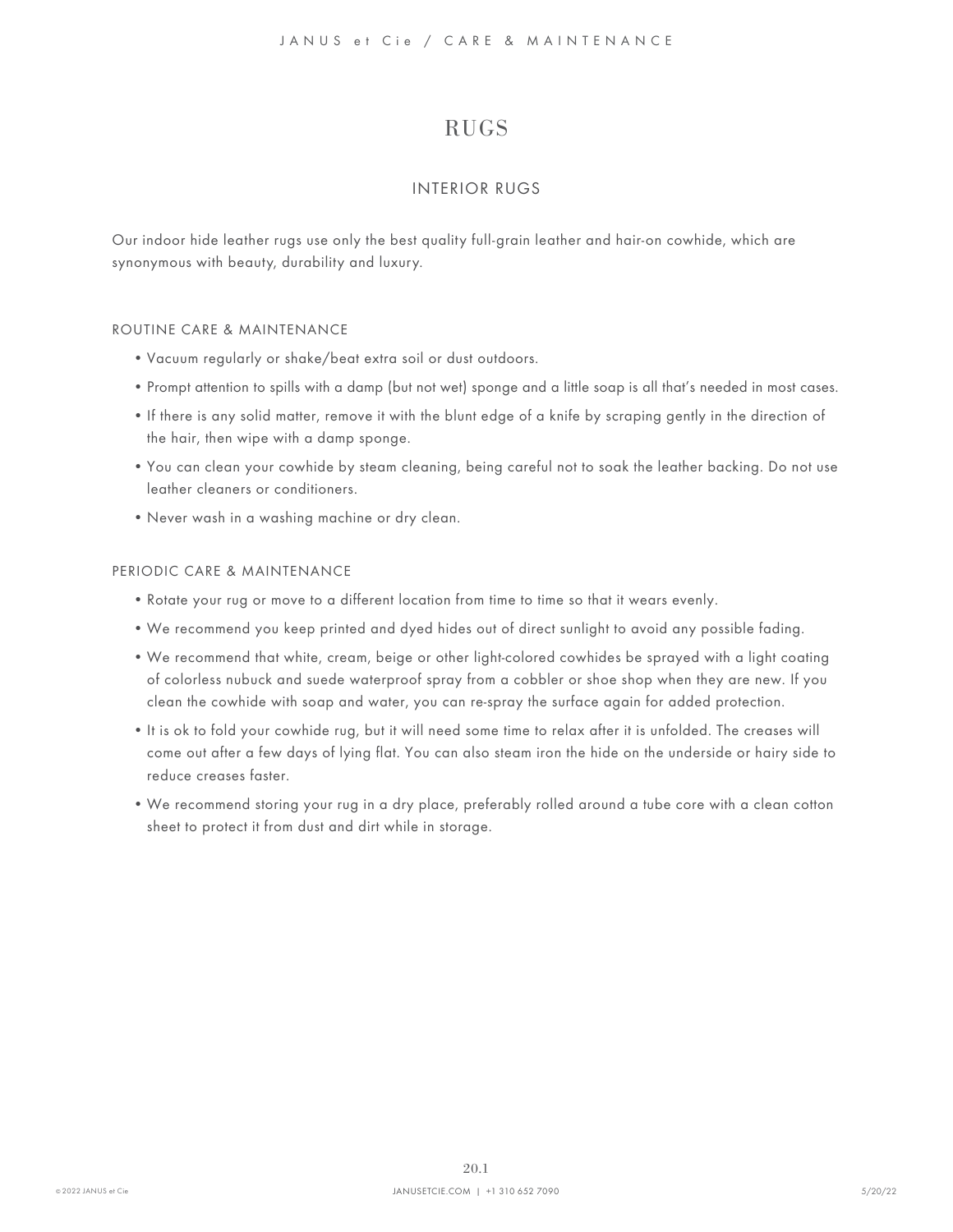# RUGS

## INTERIOR RUGS

Our indoor hide leather rugs use only the best quality full-grain leather and hair-on cowhide, which are synonymous with beauty, durability and luxury.

### ROUTINE CARE & MAINTENANCE

- Vacuum regularly or shake/beat extra soil or dust outdoors.
- Prompt attention to spills with a damp (but not wet) sponge and a little soap is all that's needed in most cases.
- If there is any solid matter, remove it with the blunt edge of a knife by scraping gently in the direction of the hair, then wipe with a damp sponge.
- You can clean your cowhide by steam cleaning, being careful not to soak the leather backing. Do not use leather cleaners or conditioners.
- Never wash in a washing machine or dry clean.

### PERIODIC CARE & MAINTENANCE

- Rotate your rug or move to a different location from time to time so that it wears evenly.
- We recommend you keep printed and dyed hides out of direct sunlight to avoid any possible fading.
- We recommend that white, cream, beige or other light-colored cowhides be sprayed with a light coating of colorless nubuck and suede waterproof spray from a cobbler or shoe shop when they are new. If you clean the cowhide with soap and water, you can re-spray the surface again for added protection.
- It is ok to fold your cowhide rug, but it will need some time to relax after it is unfolded. The creases will come out after a few days of lying flat. You can also steam iron the hide on the underside or hairy side to reduce creases faster.
- We recommend storing your rug in a dry place, preferably rolled around a tube core with a clean cotton sheet to protect it from dust and dirt while in storage.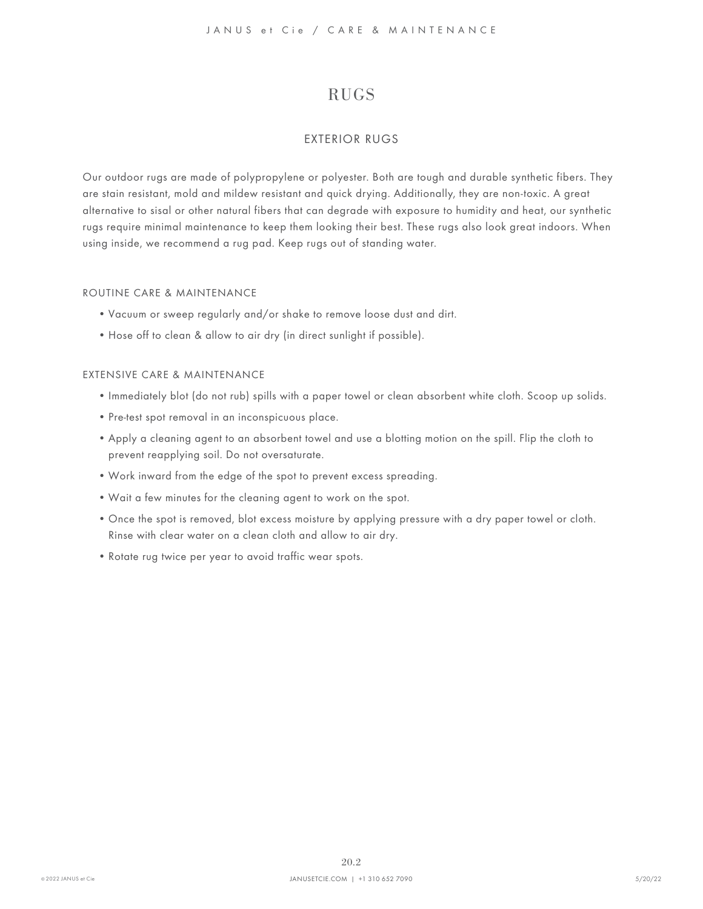# RUGS

## EXTERIOR RUGS

Our outdoor rugs are made of polypropylene or polyester. Both are tough and durable synthetic fibers. They are stain resistant, mold and mildew resistant and quick drying. Additionally, they are non-toxic. A great alternative to sisal or other natural fibers that can degrade with exposure to humidity and heat, our synthetic rugs require minimal maintenance to keep them looking their best. These rugs also look great indoors. When using inside, we recommend a rug pad. Keep rugs out of standing water.

### ROUTINE CARE & MAINTENANCE

- Vacuum or sweep regularly and/or shake to remove loose dust and dirt.
- Hose off to clean & allow to air dry (in direct sunlight if possible).

### EXTENSIVE CARE & MAINTENANCE

- Immediately blot (do not rub) spills with a paper towel or clean absorbent white cloth. Scoop up solids.
- Pre-test spot removal in an inconspicuous place.
- Apply a cleaning agent to an absorbent towel and use a blotting motion on the spill. Flip the cloth to prevent reapplying soil. Do not oversaturate.
- Work inward from the edge of the spot to prevent excess spreading.
- Wait a few minutes for the cleaning agent to work on the spot.
- Once the spot is removed, blot excess moisture by applying pressure with a dry paper towel or cloth. Rinse with clear water on a clean cloth and allow to air dry.
- Rotate rug twice per year to avoid traffic wear spots.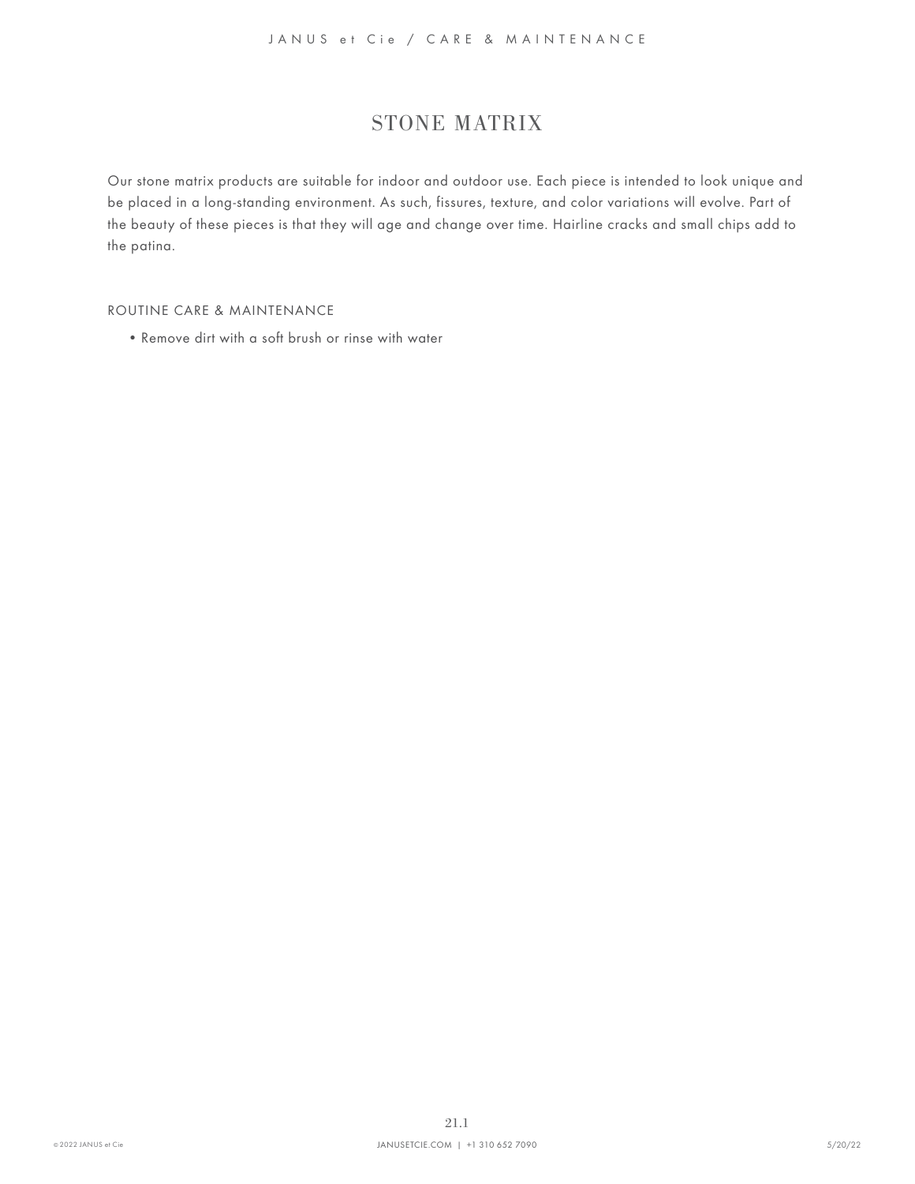# STONE MATRIX

Our stone matrix products are suitable for indoor and outdoor use. Each piece is intended to look unique and be placed in a long-standing environment. As such, fissures, texture, and color variations will evolve. Part of the beauty of these pieces is that they will age and change over time. Hairline cracks and small chips add to the patina.

## ROUTINE CARE & MAINTENANCE

- Remove dirt with a soft brush or rinse with water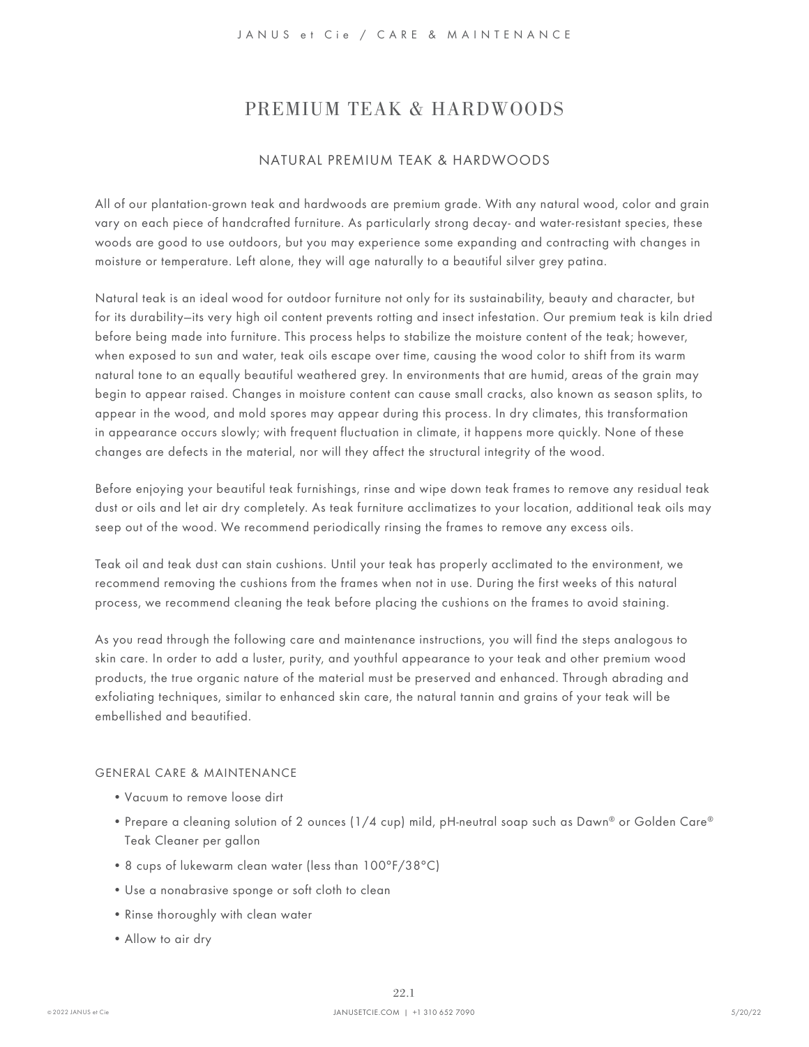# PREMIUM TEAK & HARDWOODS

## NATURAL PREMIUM TEAK & HARDWOODS

All of our plantation-grown teak and hardwoods are premium grade. With any natural wood, color and grain vary on each piece of handcrafted furniture. As particularly strong decay- and water-resistant species, these woods are good to use outdoors, but you may experience some expanding and contracting with changes in moisture or temperature. Left alone, they will age naturally to a beautiful silver grey patina.

Natural teak is an ideal wood for outdoor furniture not only for its sustainability, beauty and character, but for its durability—its very high oil content prevents rotting and insect infestation. Our premium teak is kiln dried before being made into furniture. This process helps to stabilize the moisture content of the teak; however, when exposed to sun and water, teak oils escape over time, causing the wood color to shift from its warm natural tone to an equally beautiful weathered grey. In environments that are humid, areas of the grain may begin to appear raised. Changes in moisture content can cause small cracks, also known as season splits, to appear in the wood, and mold spores may appear during this process. In dry climates, this transformation in appearance occurs slowly; with frequent fluctuation in climate, it happens more quickly. None of these changes are defects in the material, nor will they affect the structural integrity of the wood.

Before enjoying your beautiful teak furnishings, rinse and wipe down teak frames to remove any residual teak dust or oils and let air dry completely. As teak furniture acclimatizes to your location, additional teak oils may seep out of the wood. We recommend periodically rinsing the frames to remove any excess oils.

Teak oil and teak dust can stain cushions. Until your teak has properly acclimated to the environment, we recommend removing the cushions from the frames when not in use. During the first weeks of this natural process, we recommend cleaning the teak before placing the cushions on the frames to avoid staining.

As you read through the following care and maintenance instructions, you will find the steps analogous to skin care. In order to add a luster, purity, and youthful appearance to your teak and other premium wood products, the true organic nature of the material must be preserved and enhanced. Through abrading and exfoliating techniques, similar to enhanced skin care, the natural tannin and grains of your teak will be embellished and beautified.

### GENERAL CARE & MAINTENANCE

- Vacuum to remove loose dirt
- Prepare a cleaning solution of 2 ounces (1/4 cup) mild, pH-neutral soap such as Dawn® or Golden Care® Teak Cleaner per gallon
- 8 cups of lukewarm clean water (less than 100°F/38°C)
- Use a nonabrasive sponge or soft cloth to clean
- Rinse thoroughly with clean water
- Allow to air dry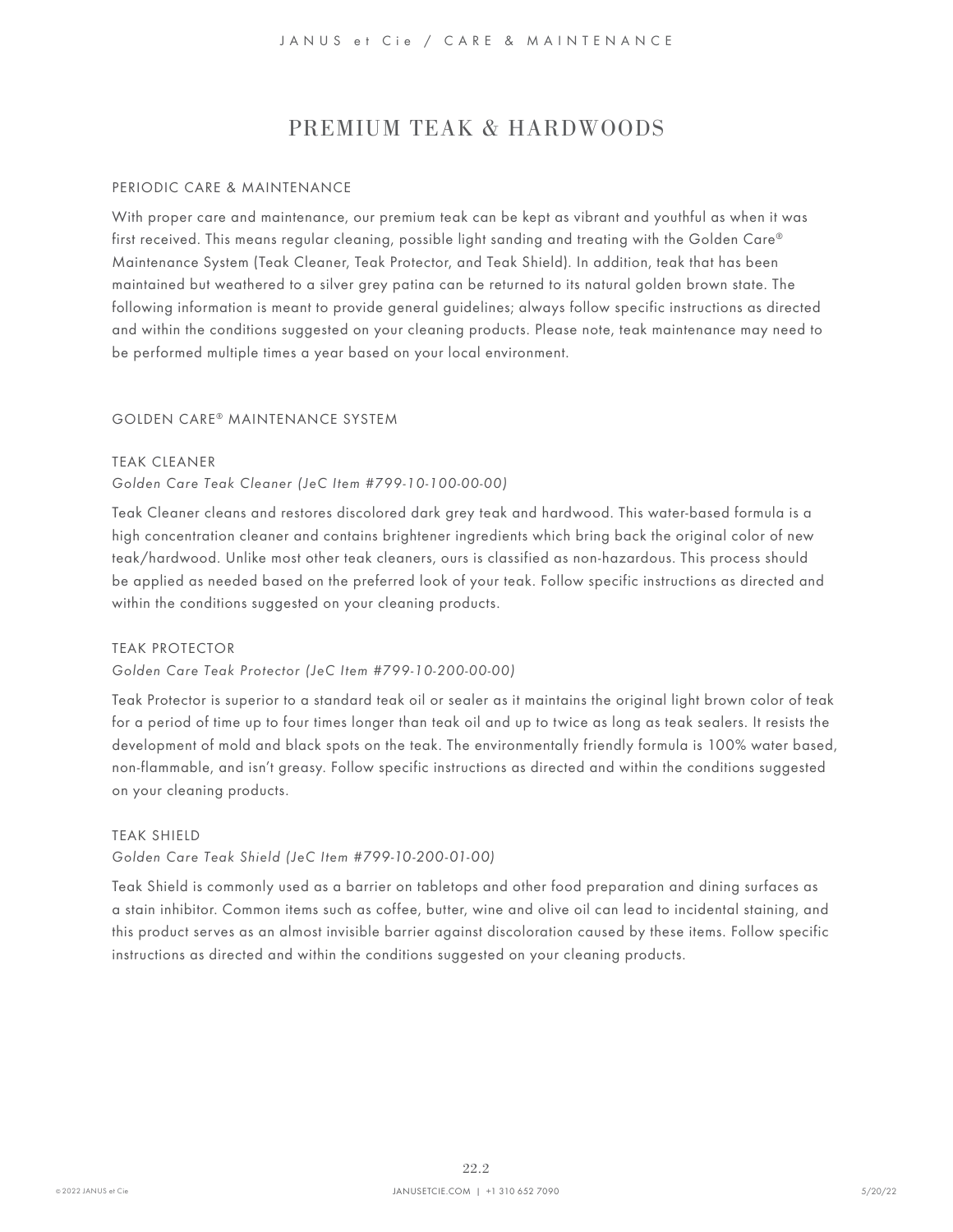# PREMIUM TEAK & HARDWOODS

## PERIODIC CARE & MAINTENANCE

With proper care and maintenance, our premium teak can be kept as vibrant and youthful as when it was first received. This means regular cleaning, possible light sanding and treating with the Golden Care® Maintenance System (Teak Cleaner, Teak Protector, and Teak Shield). In addition, teak that has been maintained but weathered to a silver grey patina can be returned to its natural golden brown state. The following information is meant to provide general guidelines; always follow specific instructions as directed and within the conditions suggested on your cleaning products. Please note, teak maintenance may need to be performed multiple times a year based on your local environment.

## GOLDEN CARE® MAINTENANCE SYSTEM

### TEAK CLEANER

*Golden Care Teak Cleaner (JeC Item #799-10-100-00-00)*

Teak Cleaner cleans and restores discolored dark grey teak and hardwood. This water-based formula is a high concentration cleaner and contains brightener ingredients which bring back the original color of new teak/hardwood. Unlike most other teak cleaners, ours is classified as non-hazardous. This process should be applied as needed based on the preferred look of your teak. Follow specific instructions as directed and within the conditions suggested on your cleaning products.

### TEAK PROTECTOR

*Golden Care Teak Protector (JeC Item #799-10-200-00-00)*

Teak Protector is superior to a standard teak oil or sealer as it maintains the original light brown color of teak for a period of time up to four times longer than teak oil and up to twice as long as teak sealers. It resists the development of mold and black spots on the teak. The environmentally friendly formula is 100% water based, non-flammable, and isn't greasy. Follow specific instructions as directed and within the conditions suggested on your cleaning products.

### TEAK SHIELD

*Golden Care Teak Shield (JeC Item #799-10-200-01-00)*

Teak Shield is commonly used as a barrier on tabletops and other food preparation and dining surfaces as a stain inhibitor. Common items such as coffee, butter, wine and olive oil can lead to incidental staining, and this product serves as an almost invisible barrier against discoloration caused by these items. Follow specific instructions as directed and within the conditions suggested on your cleaning products.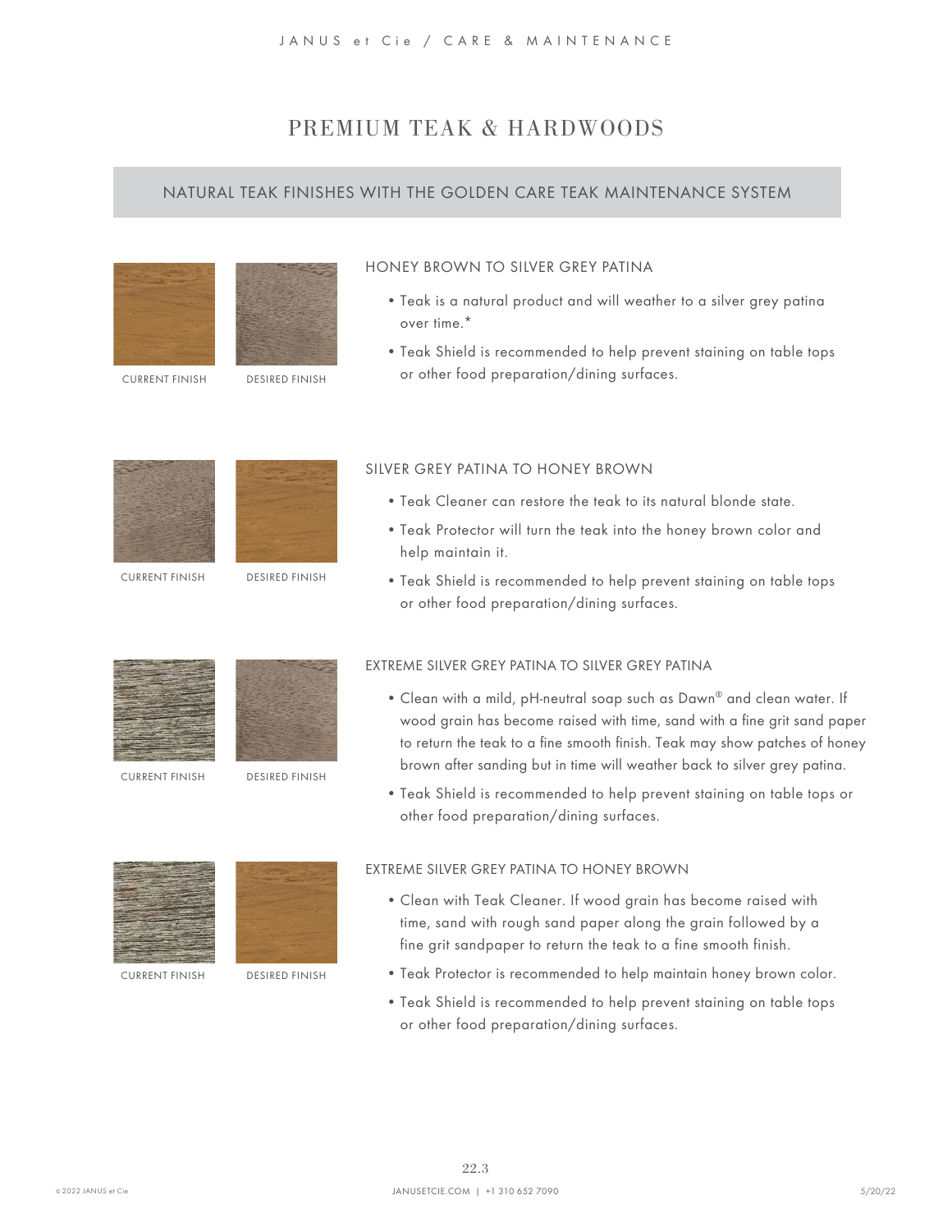# PREMIUM TEAK & HARDWOODS

## NATURAL TEAK FINISHES WITH THE GOLDEN CARE TEAK MAINTENANCE SYSTEM

CURRENT FINISH | DESIRED FINISH

### HONEY BROWN TO SILVER GREY PATINA

- Teak is a natural product and will weather to a silver grey patina over time.*
- Teak Shield is recommended to help prevent staining on table tops or other food preparation/dining surfaces.

CURRENT FINISH | DESIRED FINISH

### SILVER GREY PATINA TO HONEY BROWN

- Teak Cleaner can restore the teak to its natural blonde state.
- Teak Protector will turn the teak into the honey brown color and help maintain it.
- Teak Shield is recommended to help prevent staining on table tops or other food preparation/dining surfaces.

CURRENT FINISH | DESIRED FINISH

### EXTREME SILVER GREY PATINA TO SILVER GREY PATINA

- Clean with a mild, pH-neutral soap such as Dawn® and clean water. If wood grain has become raised with time, sand with a fine grit sand paper to return the teak to a fine smooth finish. Teak may show patches of honey brown after sanding but in time will weather back to silver grey patina.
- Teak Shield is recommended to help prevent staining on table tops or other food preparation/dining surfaces.

CURRENT FINISH | DESIRED FINISH

### EXTREME SILVER GREY PATINA TO HONEY BROWN

- Clean with Teak Cleaner. If wood grain has become raised with time, sand with rough sand paper along the grain followed by a fine grit sandpaper to return the teak to a fine smooth finish.
- Teak Protector is recommended to help maintain honey brown color.
- Teak Shield is recommended to help prevent staining on table tops or other food preparation/dining surfaces.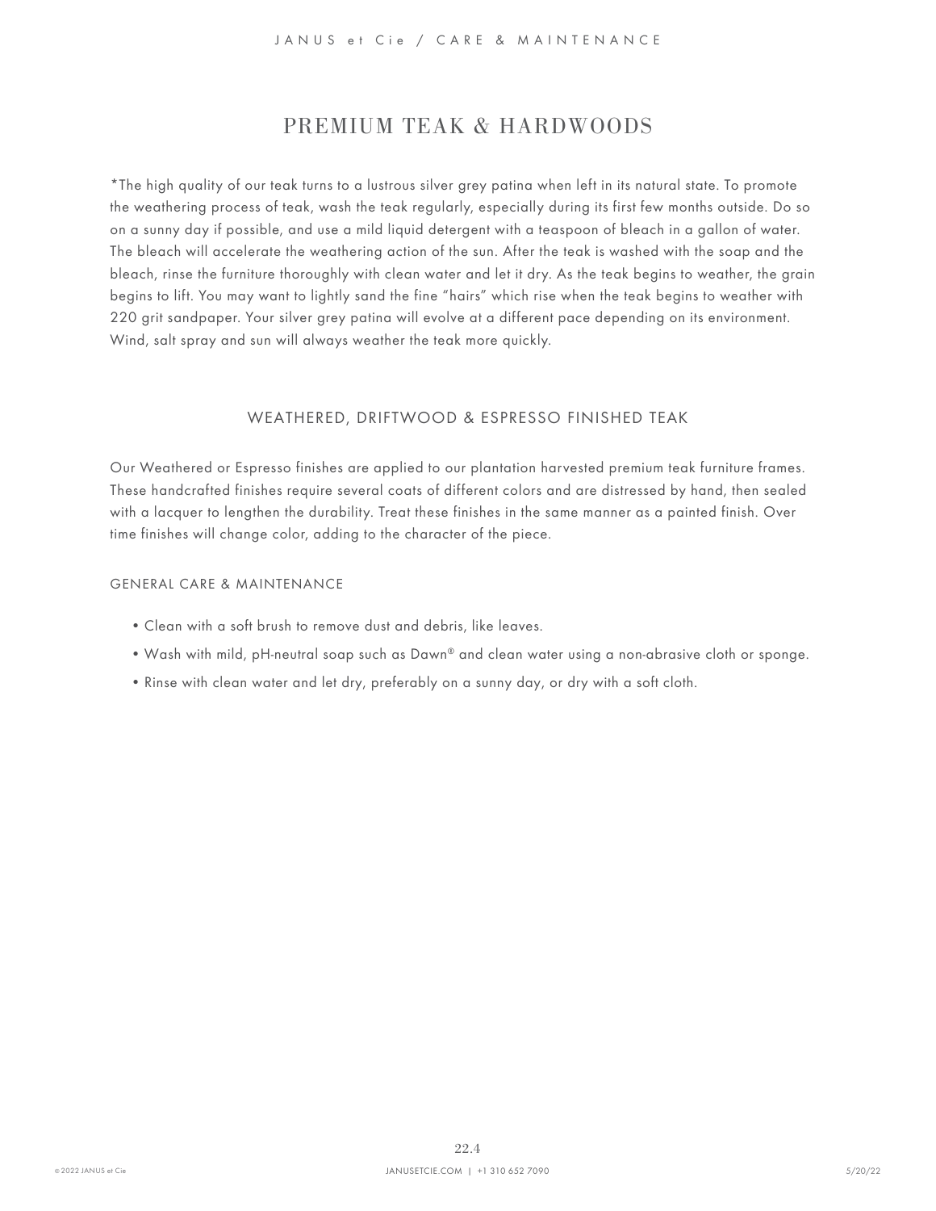# PREMIUM TEAK & HARDWOODS

*The high quality of our teak turns to a lustrous silver grey patina when left in its natural state. To promote the weathering process of teak, wash the teak regularly, especially during its first few months outside. Do so on a sunny day if possible, and use a mild liquid detergent with a teaspoon of bleach in a gallon of water. The bleach will accelerate the weathering action of the sun. After the teak is washed with the soap and the bleach, rinse the furniture thoroughly with clean water and let it dry. As the teak begins to weather, the grain begins to lift. You may want to lightly sand the fine "hairs" which rise when the teak begins to weather with 220 grit sandpaper. Your silver grey patina will evolve at a different pace depending on its environment. Wind, salt spray and sun will always weather the teak more quickly.

## WEATHERED, DRIFTWOOD & ESPRESSO FINISHED TEAK

Our Weathered or Espresso finishes are applied to our plantation harvested premium teak furniture frames. These handcrafted finishes require several coats of different colors and are distressed by hand, then sealed with a lacquer to lengthen the durability. Treat these finishes in the same manner as a painted finish. Over time finishes will change color, adding to the character of the piece.

### GENERAL CARE & MAINTENANCE

- Clean with a soft brush to remove dust and debris, like leaves.
- Wash with mild, pH-neutral soap such as Dawn® and clean water using a non-abrasive cloth or sponge.
- Rinse with clean water and let dry, preferably on a sunny day, or dry with a soft cloth.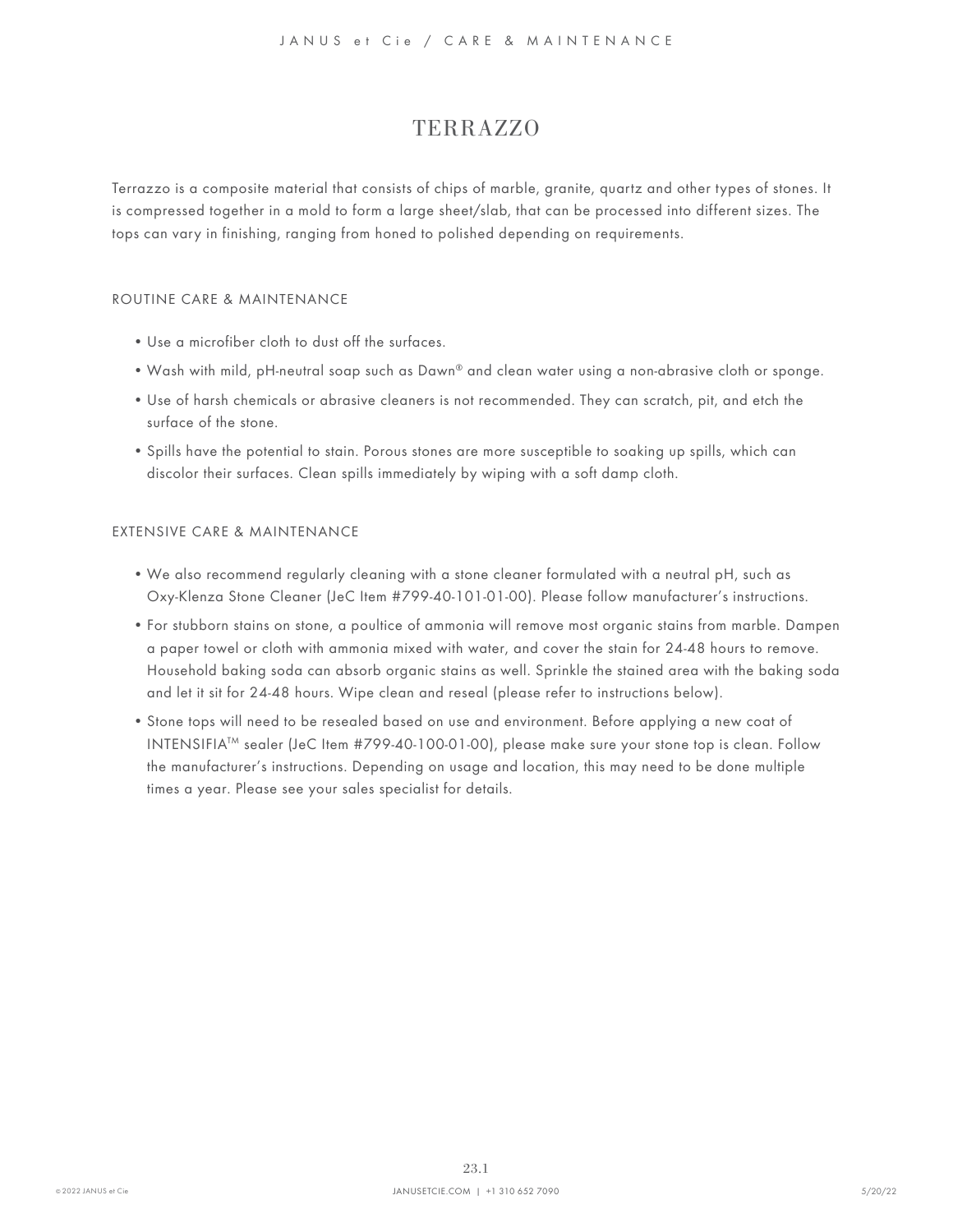# TERRAZZO

Terrazzo is a composite material that consists of chips of marble, granite, quartz and other types of stones. It is compressed together in a mold to form a large sheet/slab, that can be processed into different sizes. The tops can vary in finishing, ranging from honed to polished depending on requirements.

## ROUTINE CARE & MAINTENANCE

- Use a microfiber cloth to dust off the surfaces.
- Wash with mild, pH-neutral soap such as Dawn® and clean water using a non-abrasive cloth or sponge.
- Use of harsh chemicals or abrasive cleaners is not recommended. They can scratch, pit, and etch the surface of the stone.
- Spills have the potential to stain. Porous stones are more susceptible to soaking up spills, which can discolor their surfaces. Clean spills immediately by wiping with a soft damp cloth.

## EXTENSIVE CARE & MAINTENANCE

- We also recommend regularly cleaning with a stone cleaner formulated with a neutral pH, such as Oxy-Klenza Stone Cleaner (JeC Item #799-40-101-01-00). Please follow manufacturer's instructions.
- For stubborn stains on stone, a poultice of ammonia will remove most organic stains from marble. Dampen a paper towel or cloth with ammonia mixed with water, and cover the stain for 24-48 hours to remove. Household baking soda can absorb organic stains as well. Sprinkle the stained area with the baking soda and let it sit for 24-48 hours. Wipe clean and reseal (please refer to instructions below).
- Stone tops will need to be resealed based on use and environment. Before applying a new coat of INTENSIFIA™ sealer (JeC Item #799-40-100-01-00), please make sure your stone top is clean. Follow the manufacturer's instructions. Depending on usage and location, this may need to be done multiple times a year. Please see your sales specialist for details.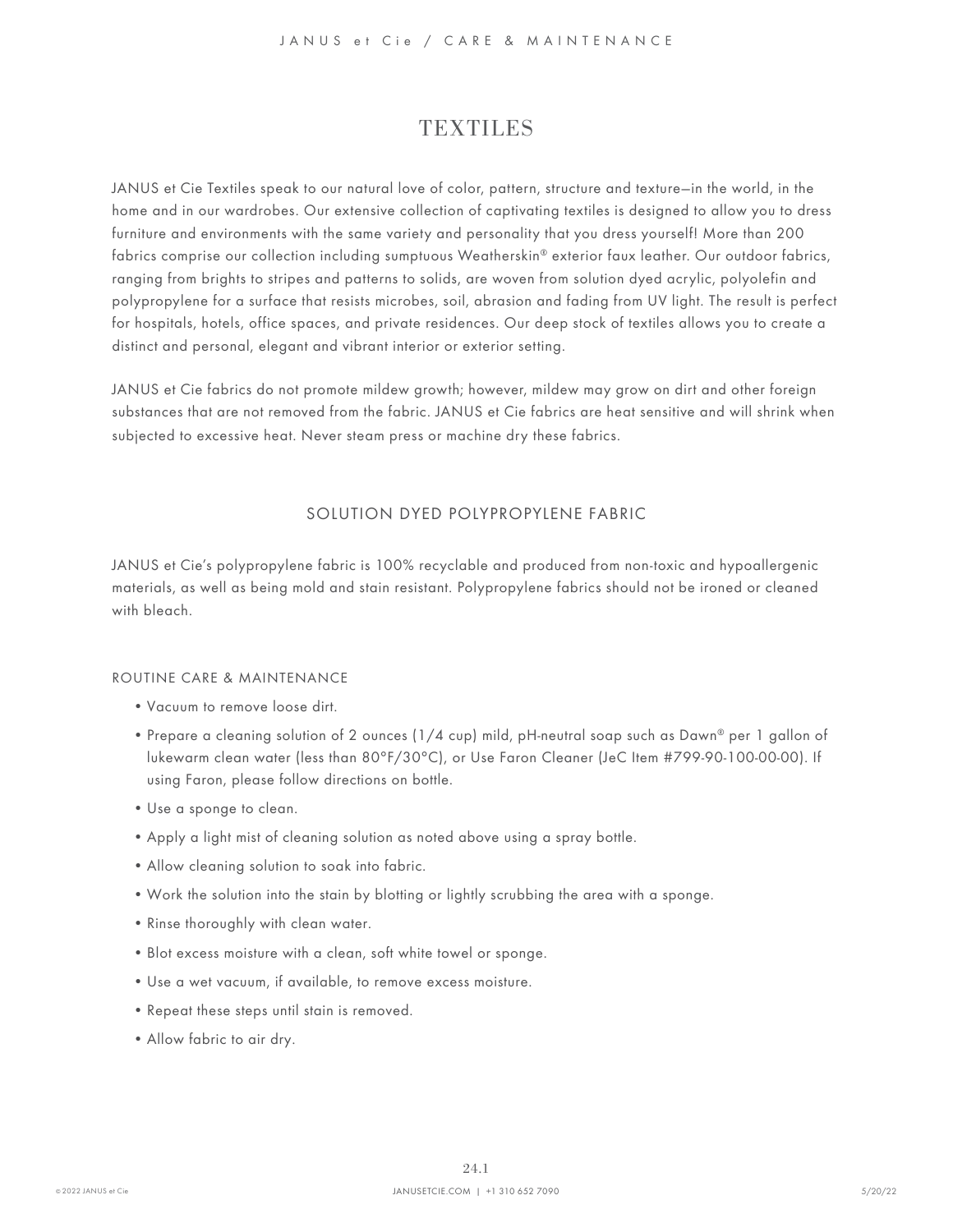# TEXTILES

JANUS et Cie Textiles speak to our natural love of color, pattern, structure and texture—in the world, in the home and in our wardrobes. Our extensive collection of captivating textiles is designed to allow you to dress furniture and environments with the same variety and personality that you dress yourself! More than 200 fabrics comprise our collection including sumptuous Weatherskin® exterior faux leather. Our outdoor fabrics, ranging from brights to stripes and patterns to solids, are woven from solution dyed acrylic, polyolefin and polypropylene for a surface that resists microbes, soil, abrasion and fading from UV light. The result is perfect for hospitals, hotels, office spaces, and private residences. Our deep stock of textiles allows you to create a distinct and personal, elegant and vibrant interior or exterior setting.

JANUS et Cie fabrics do not promote mildew growth; however, mildew may grow on dirt and other foreign substances that are not removed from the fabric. JANUS et Cie fabrics are heat sensitive and will shrink when subjected to excessive heat. Never steam press or machine dry these fabrics.

## SOLUTION DYED POLYPROPYLENE FABRIC

JANUS et Cie's polypropylene fabric is 100% recyclable and produced from non-toxic and hypoallergenic materials, as well as being mold and stain resistant. Polypropylene fabrics should not be ironed or cleaned with bleach.

### ROUTINE CARE & MAINTENANCE

- Vacuum to remove loose dirt.
- Prepare a cleaning solution of 2 ounces (1/4 cup) mild, pH-neutral soap such as Dawn® per 1 gallon of lukewarm clean water (less than 80°F/30°C), or Use Faron Cleaner (JeC Item #799-90-100-00-00). If using Faron, please follow directions on bottle.
- Use a sponge to clean.
- Apply a light mist of cleaning solution as noted above using a spray bottle.
- Allow cleaning solution to soak into fabric.
- Work the solution into the stain by blotting or lightly scrubbing the area with a sponge.
- Rinse thoroughly with clean water.
- Blot excess moisture with a clean, soft white towel or sponge.
- Use a wet vacuum, if available, to remove excess moisture.
- Repeat these steps until stain is removed.
- Allow fabric to air dry.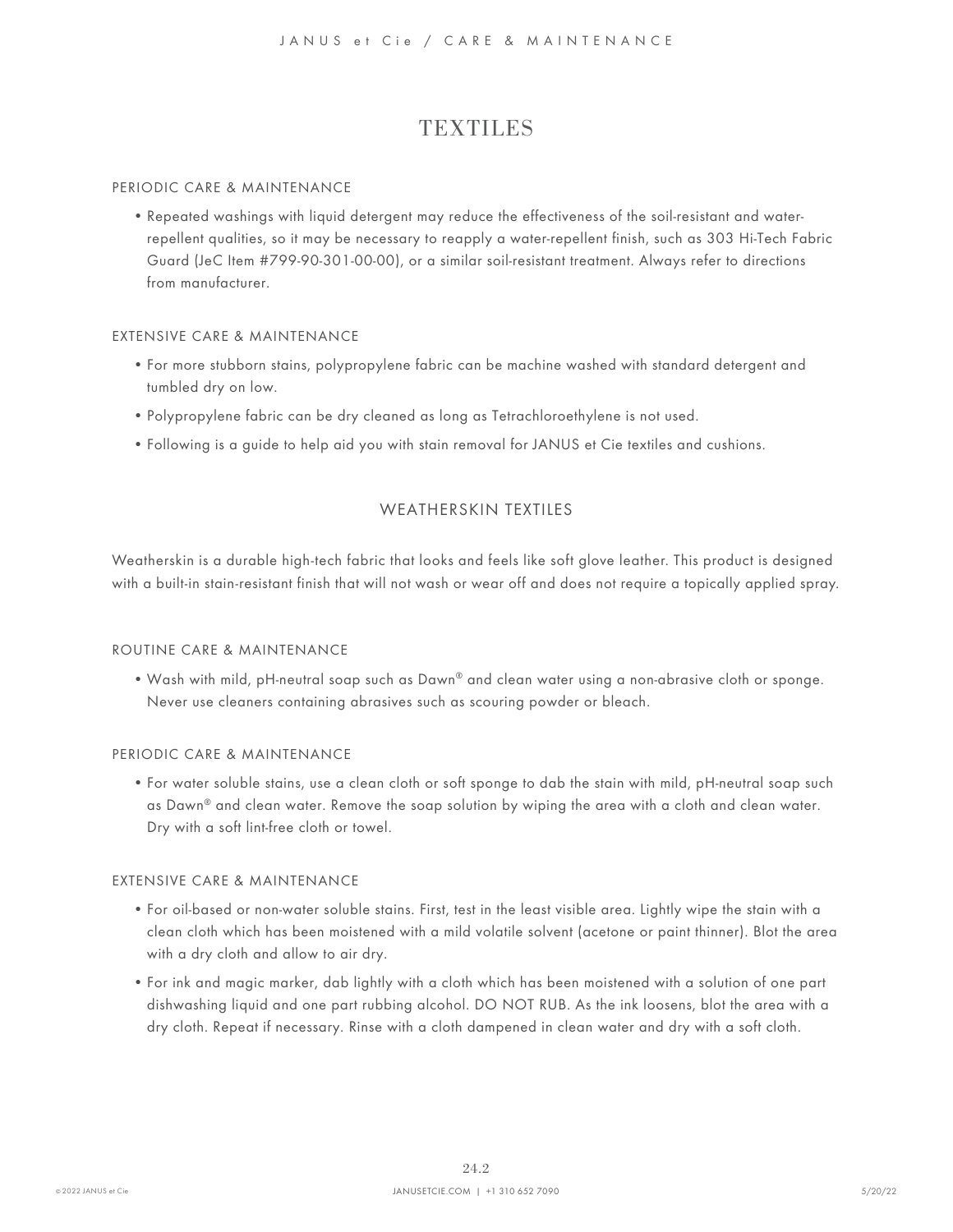# TEXTILES

PERIODIC CARE & MAINTENANCE

- Repeated washings with liquid detergent may reduce the effectiveness of the soil-resistant and water-repellent qualities, so it may be necessary to reapply a water-repellent finish, such as 303 Hi-Tech Fabric Guard (JeC Item #799-90-301-00-00), or a similar soil-resistant treatment. Always refer to directions from manufacturer.

EXTENSIVE CARE & MAINTENANCE

- For more stubborn stains, polypropylene fabric can be machine washed with standard detergent and tumbled dry on low.
- Polypropylene fabric can be dry cleaned as long as Tetrachloroethylene is not used.
- Following is a guide to help aid you with stain removal for JANUS et Cie textiles and cushions.

## WEATHERSKIN TEXTILES

Weatherskin is a durable high-tech fabric that looks and feels like soft glove leather. This product is designed with a built-in stain-resistant finish that will not wash or wear off and does not require a topically applied spray.

ROUTINE CARE & MAINTENANCE

- Wash with mild, pH-neutral soap such as Dawn® and clean water using a non-abrasive cloth or sponge. Never use cleaners containing abrasives such as scouring powder or bleach.

PERIODIC CARE & MAINTENANCE

- For water soluble stains, use a clean cloth or soft sponge to dab the stain with mild, pH-neutral soap such as Dawn® and clean water. Remove the soap solution by wiping the area with a cloth and clean water. Dry with a soft lint-free cloth or towel.

EXTENSIVE CARE & MAINTENANCE

- For oil-based or non-water soluble stains. First, test in the least visible area. Lightly wipe the stain with a clean cloth which has been moistened with a mild volatile solvent (acetone or paint thinner). Blot the area with a dry cloth and allow to air dry.
- For ink and magic marker, dab lightly with a cloth which has been moistened with a solution of one part dishwashing liquid and one part rubbing alcohol. DO NOT RUB. As the ink loosens, blot the area with a dry cloth. Repeat if necessary. Rinse with a cloth dampened in clean water and dry with a soft cloth.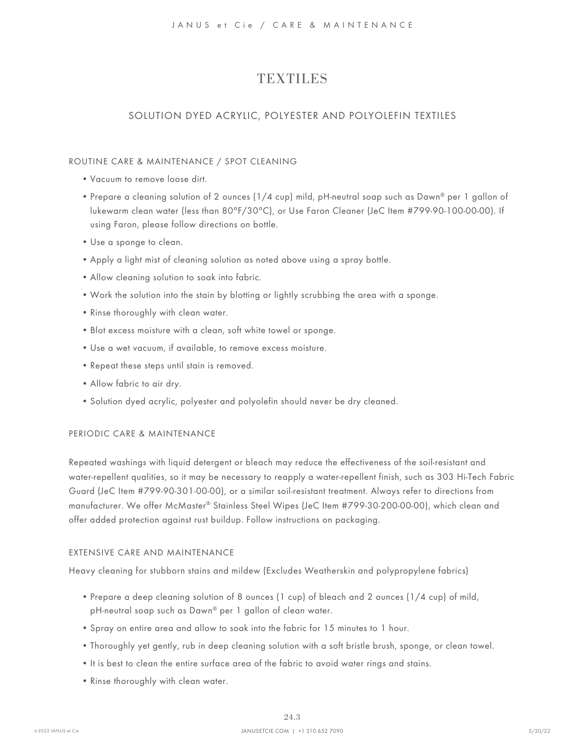# TEXTILES

## SOLUTION DYED ACRYLIC, POLYESTER AND POLYOLEFIN TEXTILES

### ROUTINE CARE & MAINTENANCE / SPOT CLEANING

- Vacuum to remove loose dirt.
- Prepare a cleaning solution of 2 ounces (1/4 cup) mild, pH-neutral soap such as Dawn® per 1 gallon of lukewarm clean water (less than 80°F/30°C), or Use Faron Cleaner (JeC Item #799-90-100-00-00). If using Faron, please follow directions on bottle.
- Use a sponge to clean.
- Apply a light mist of cleaning solution as noted above using a spray bottle.
- Allow cleaning solution to soak into fabric.
- Work the solution into the stain by blotting or lightly scrubbing the area with a sponge.
- Rinse thoroughly with clean water.
- Blot excess moisture with a clean, soft white towel or sponge.
- Use a wet vacuum, if available, to remove excess moisture.
- Repeat these steps until stain is removed.
- Allow fabric to air dry.
- Solution dyed acrylic, polyester and polyolefin should never be dry cleaned.

### PERIODIC CARE & MAINTENANCE

Repeated washings with liquid detergent or bleach may reduce the effectiveness of the soil-resistant and water-repellent qualities, so it may be necessary to reapply a water-repellent finish, such as 303 Hi-Tech Fabric Guard (JeC Item #799-90-301-00-00), or a similar soil-resistant treatment. Always refer to directions from manufacturer. We offer McMaster® Stainless Steel Wipes (JeC Item #799-30-200-00-00), which clean and offer added protection against rust buildup. Follow instructions on packaging.

### EXTENSIVE CARE AND MAINTENANCE

Heavy cleaning for stubborn stains and mildew (Excludes Weatherskin and polypropylene fabrics)

- Prepare a deep cleaning solution of 8 ounces (1 cup) of bleach and 2 ounces (1/4 cup) of mild, pH-neutral soap such as Dawn® per 1 gallon of clean water.
- Spray on entire area and allow to soak into the fabric for 15 minutes to 1 hour.
- Thoroughly yet gently, rub in deep cleaning solution with a soft bristle brush, sponge, or clean towel.
- It is best to clean the entire surface area of the fabric to avoid water rings and stains.
- Rinse thoroughly with clean water.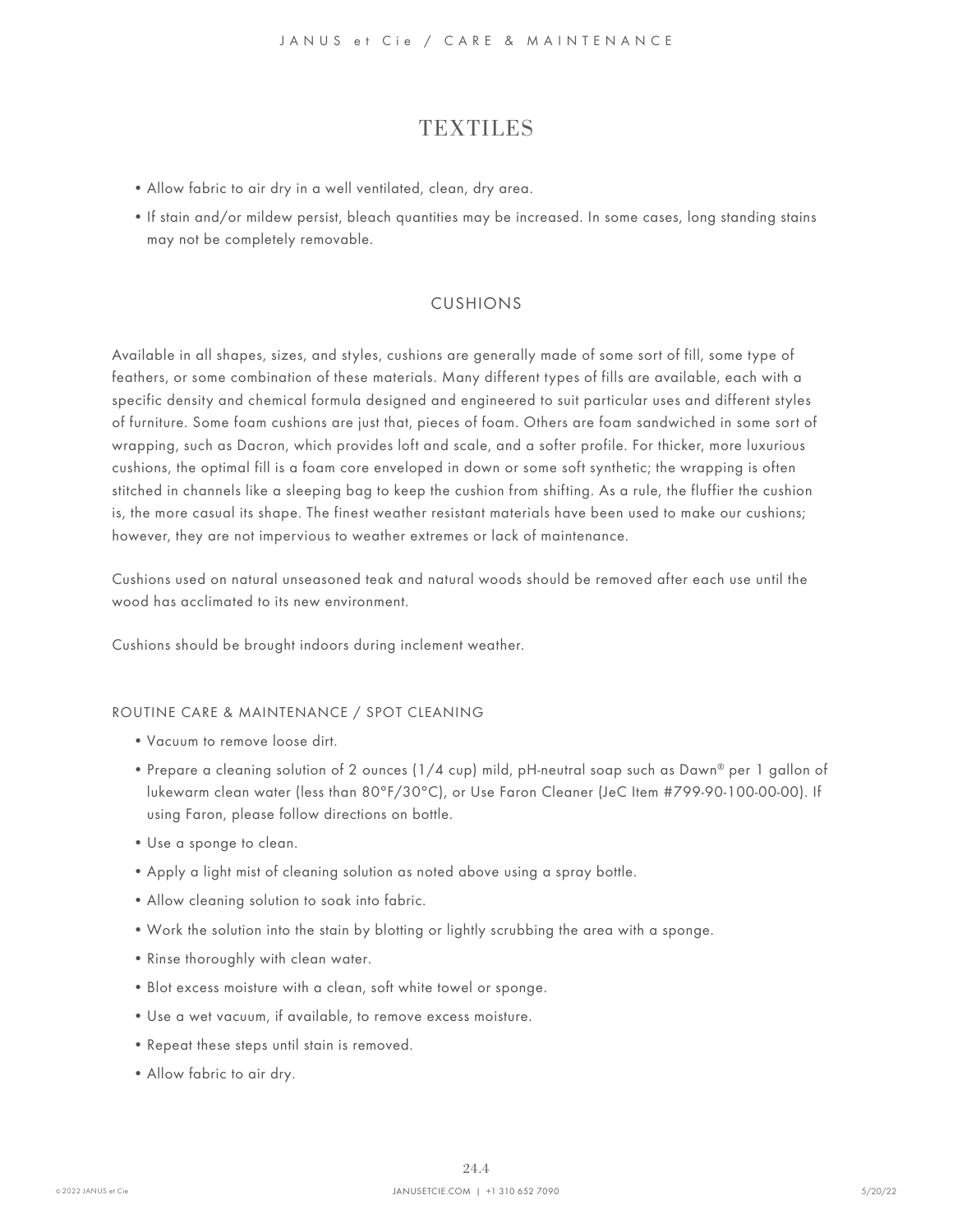# TEXTILES

- Allow fabric to air dry in a well ventilated, clean, dry area.
- If stain and/or mildew persist, bleach quantities may be increased. In some cases, long standing stains may not be completely removable.

## CUSHIONS

Available in all shapes, sizes, and styles, cushions are generally made of some sort of fill, some type of feathers, or some combination of these materials. Many different types of fills are available, each with a specific density and chemical formula designed and engineered to suit particular uses and different styles of furniture. Some foam cushions are just that, pieces of foam. Others are foam sandwiched in some sort of wrapping, such as Dacron, which provides loft and scale, and a softer profile. For thicker, more luxurious cushions, the optimal fill is a foam core enveloped in down or some soft synthetic; the wrapping is often stitched in channels like a sleeping bag to keep the cushion from shifting. As a rule, the fluffier the cushion is, the more casual its shape. The finest weather resistant materials have been used to make our cushions; however, they are not impervious to weather extremes or lack of maintenance.

Cushions used on natural unseasoned teak and natural woods should be removed after each use until the wood has acclimated to its new environment.

Cushions should be brought indoors during inclement weather.

### ROUTINE CARE & MAINTENANCE / SPOT CLEANING

- Vacuum to remove loose dirt.
- Prepare a cleaning solution of 2 ounces (1/4 cup) mild, pH-neutral soap such as Dawn® per 1 gallon of lukewarm clean water (less than 80°F/30°C), or Use Faron Cleaner (JeC Item #799-90-100-00-00). If using Faron, please follow directions on bottle.
- Use a sponge to clean.
- Apply a light mist of cleaning solution as noted above using a spray bottle.
- Allow cleaning solution to soak into fabric.
- Work the solution into the stain by blotting or lightly scrubbing the area with a sponge.
- Rinse thoroughly with clean water.
- Blot excess moisture with a clean, soft white towel or sponge.
- Use a wet vacuum, if available, to remove excess moisture.
- Repeat these steps until stain is removed.
- Allow fabric to air dry.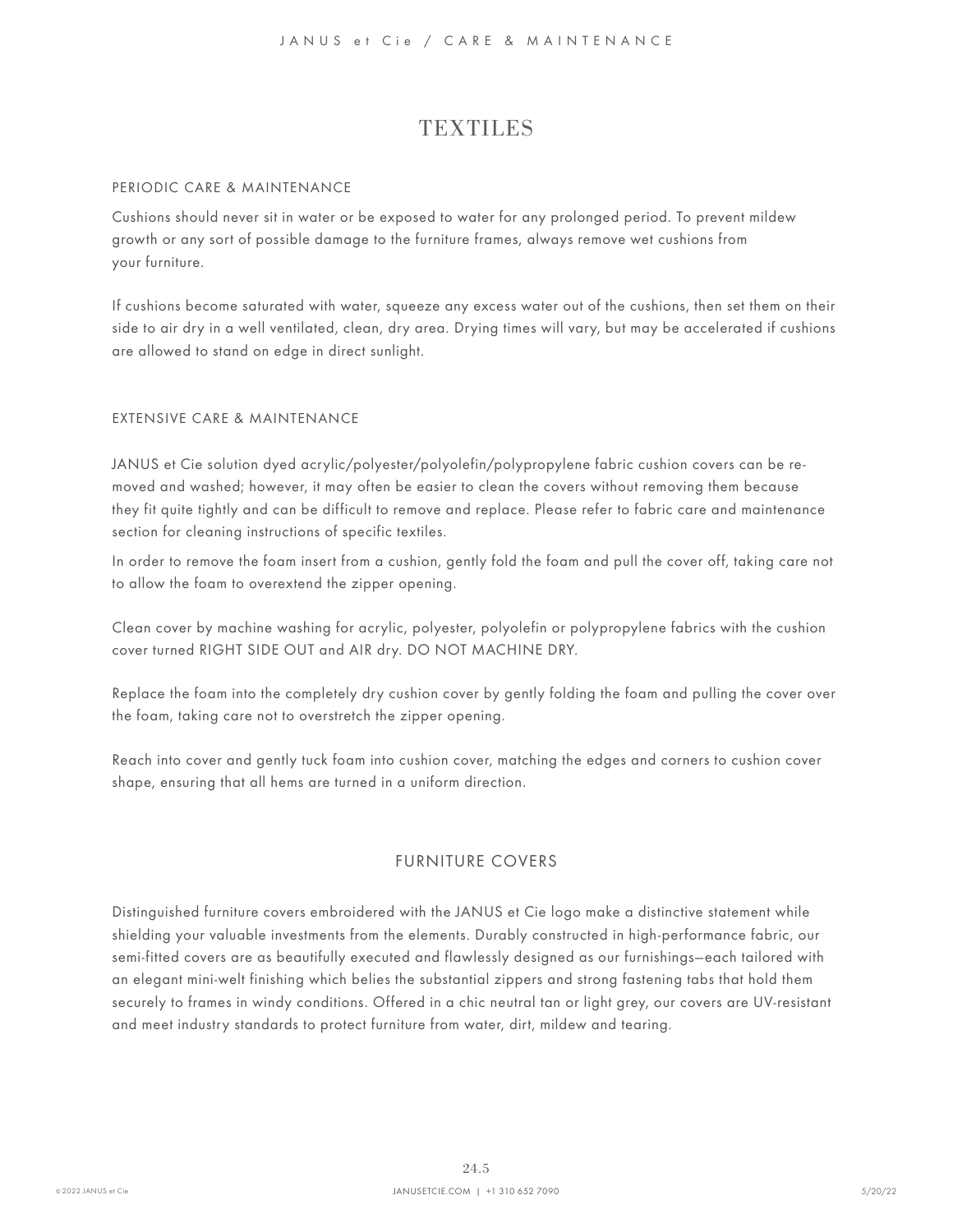# TEXTILES

## PERIODIC CARE & MAINTENANCE

Cushions should never sit in water or be exposed to water for any prolonged period. To prevent mildew growth or any sort of possible damage to the furniture frames, always remove wet cushions from your furniture.

If cushions become saturated with water, squeeze any excess water out of the cushions, then set them on their side to air dry in a well ventilated, clean, dry area. Drying times will vary, but may be accelerated if cushions are allowed to stand on edge in direct sunlight.

## EXTENSIVE CARE & MAINTENANCE

JANUS et Cie solution dyed acrylic/polyester/polyolefin/polypropylene fabric cushion covers can be removed and washed; however, it may often be easier to clean the covers without removing them because they fit quite tightly and can be difficult to remove and replace. Please refer to fabric care and maintenance section for cleaning instructions of specific textiles.

In order to remove the foam insert from a cushion, gently fold the foam and pull the cover off, taking care not to allow the foam to overextend the zipper opening.

Clean cover by machine washing for acrylic, polyester, polyolefin or polypropylene fabrics with the cushion cover turned RIGHT SIDE OUT and AIR dry. DO NOT MACHINE DRY.

Replace the foam into the completely dry cushion cover by gently folding the foam and pulling the cover over the foam, taking care not to overstretch the zipper opening.

Reach into cover and gently tuck foam into cushion cover, matching the edges and corners to cushion cover shape, ensuring that all hems are turned in a uniform direction.

## FURNITURE COVERS

Distinguished furniture covers embroidered with the JANUS et Cie logo make a distinctive statement while shielding your valuable investments from the elements. Durably constructed in high-performance fabric, our semi-fitted covers are as beautifully executed and flawlessly designed as our furnishings—each tailored with an elegant mini-welt finishing which belies the substantial zippers and strong fastening tabs that hold them securely to frames in windy conditions. Offered in a chic neutral tan or light grey, our covers are UV-resistant and meet industry standards to protect furniture from water, dirt, mildew and tearing.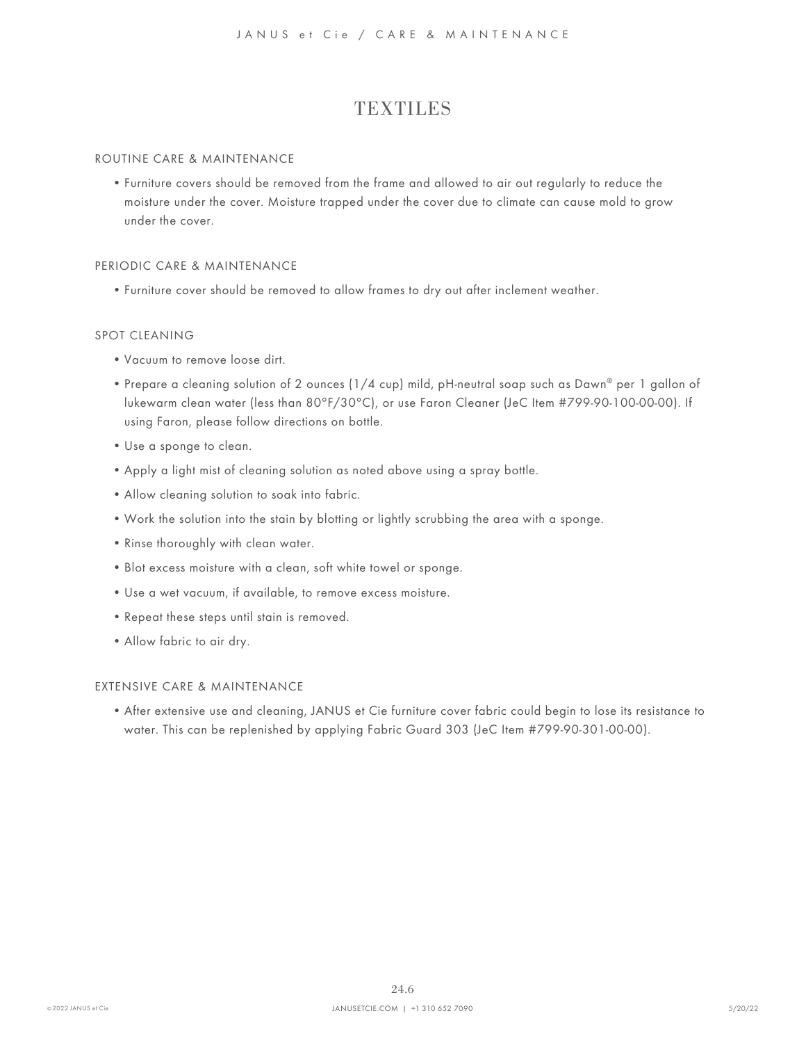# TEXTILES

## ROUTINE CARE & MAINTENANCE

- Furniture covers should be removed from the frame and allowed to air out regularly to reduce the moisture under the cover. Moisture trapped under the cover due to climate can cause mold to grow under the cover.

## PERIODIC CARE & MAINTENANCE

- Furniture cover should be removed to allow frames to dry out after inclement weather.

## SPOT CLEANING

- Vacuum to remove loose dirt.
- Prepare a cleaning solution of 2 ounces (1/4 cup) mild, pH-neutral soap such as Dawn® per 1 gallon of lukewarm clean water (less than 80°F/30°C), or use Faron Cleaner (JeC Item #799-90-100-00-00). If using Faron, please follow directions on bottle.
- Use a sponge to clean.
- Apply a light mist of cleaning solution as noted above using a spray bottle.
- Allow cleaning solution to soak into fabric.
- Work the solution into the stain by blotting or lightly scrubbing the area with a sponge.
- Rinse thoroughly with clean water.
- Blot excess moisture with a clean, soft white towel or sponge.
- Use a wet vacuum, if available, to remove excess moisture.
- Repeat these steps until stain is removed.
- Allow fabric to air dry.

## EXTENSIVE CARE & MAINTENANCE

- After extensive use and cleaning, JANUS et Cie furniture cover fabric could begin to lose its resistance to water. This can be replenished by applying Fabric Guard 303 (JeC Item #799-90-301-00-00).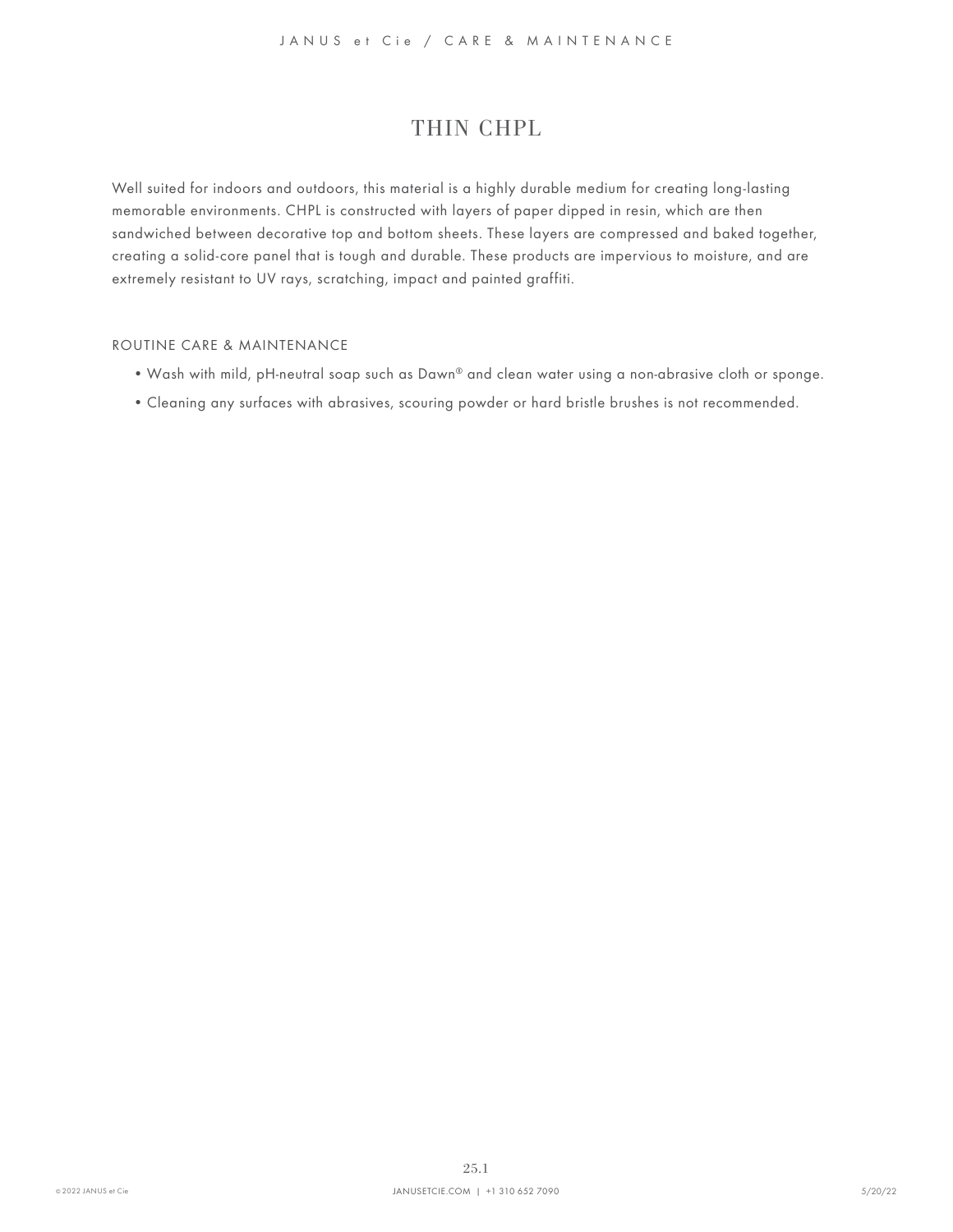# THIN CHPL

Well suited for indoors and outdoors, this material is a highly durable medium for creating long-lasting memorable environments. CHPL is constructed with layers of paper dipped in resin, which are then sandwiched between decorative top and bottom sheets. These layers are compressed and baked together, creating a solid-core panel that is tough and durable. These products are impervious to moisture, and are extremely resistant to UV rays, scratching, impact and painted graffiti.

## ROUTINE CARE & MAINTENANCE

- Wash with mild, pH-neutral soap such as Dawn® and clean water using a non-abrasive cloth or sponge.
- Cleaning any surfaces with abrasives, scouring powder or hard bristle brushes is not recommended.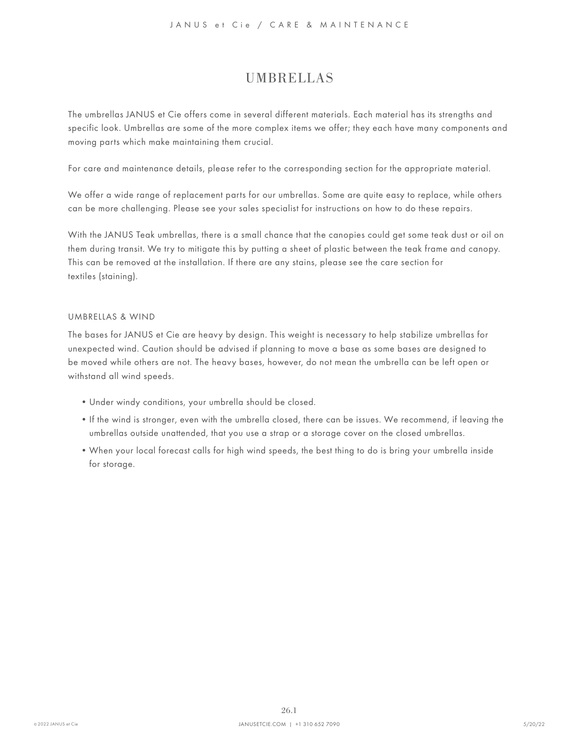# UMBRELLAS

The umbrellas JANUS et Cie offers come in several different materials. Each material has its strengths and specific look. Umbrellas are some of the more complex items we offer; they each have many components and moving parts which make maintaining them crucial.

For care and maintenance details, please refer to the corresponding section for the appropriate material.

We offer a wide range of replacement parts for our umbrellas. Some are quite easy to replace, while others can be more challenging. Please see your sales specialist for instructions on how to do these repairs.

With the JANUS Teak umbrellas, there is a small chance that the canopies could get some teak dust or oil on them during transit. We try to mitigate this by putting a sheet of plastic between the teak frame and canopy. This can be removed at the installation. If there are any stains, please see the care section for textiles (staining).

## UMBRELLAS & WIND

The bases for JANUS et Cie are heavy by design. This weight is necessary to help stabilize umbrellas for unexpected wind. Caution should be advised if planning to move a base as some bases are designed to be moved while others are not. The heavy bases, however, do not mean the umbrella can be left open or withstand all wind speeds.

- Under windy conditions, your umbrella should be closed.
- If the wind is stronger, even with the umbrella closed, there can be issues. We recommend, if leaving the umbrellas outside unattended, that you use a strap or a storage cover on the closed umbrellas.
- When your local forecast calls for high wind speeds, the best thing to do is bring your umbrella inside for storage.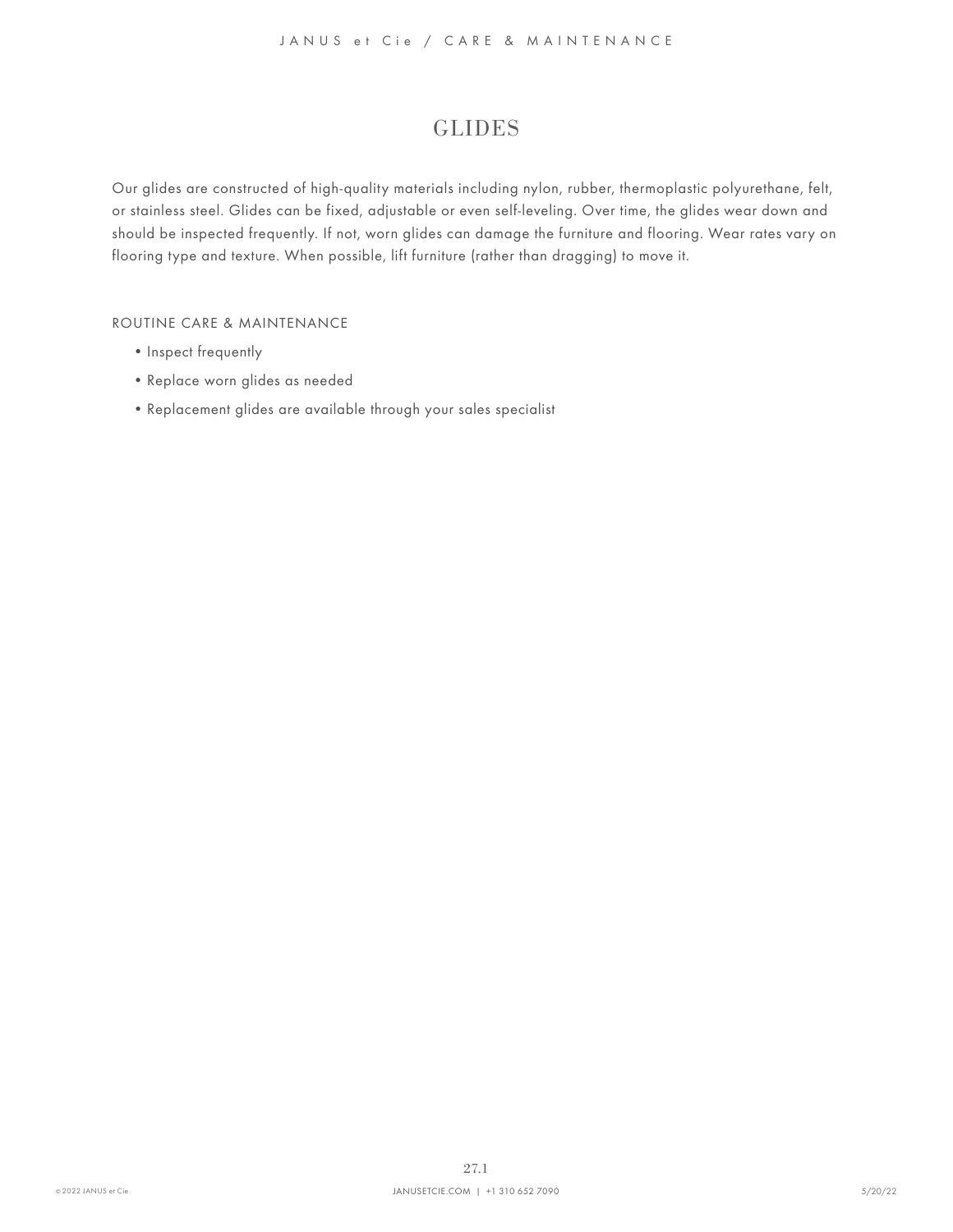# GLIDES

Our glides are constructed of high-quality materials including nylon, rubber, thermoplastic polyurethane, felt, or stainless steel. Glides can be fixed, adjustable or even self-leveling. Over time, the glides wear down and should be inspected frequently. If not, worn glides can damage the furniture and flooring. Wear rates vary on flooring type and texture. When possible, lift furniture (rather than dragging) to move it.

## ROUTINE CARE & MAINTENANCE

- Inspect frequently
- Replace worn glides as needed
- Replacement glides are available through your sales specialist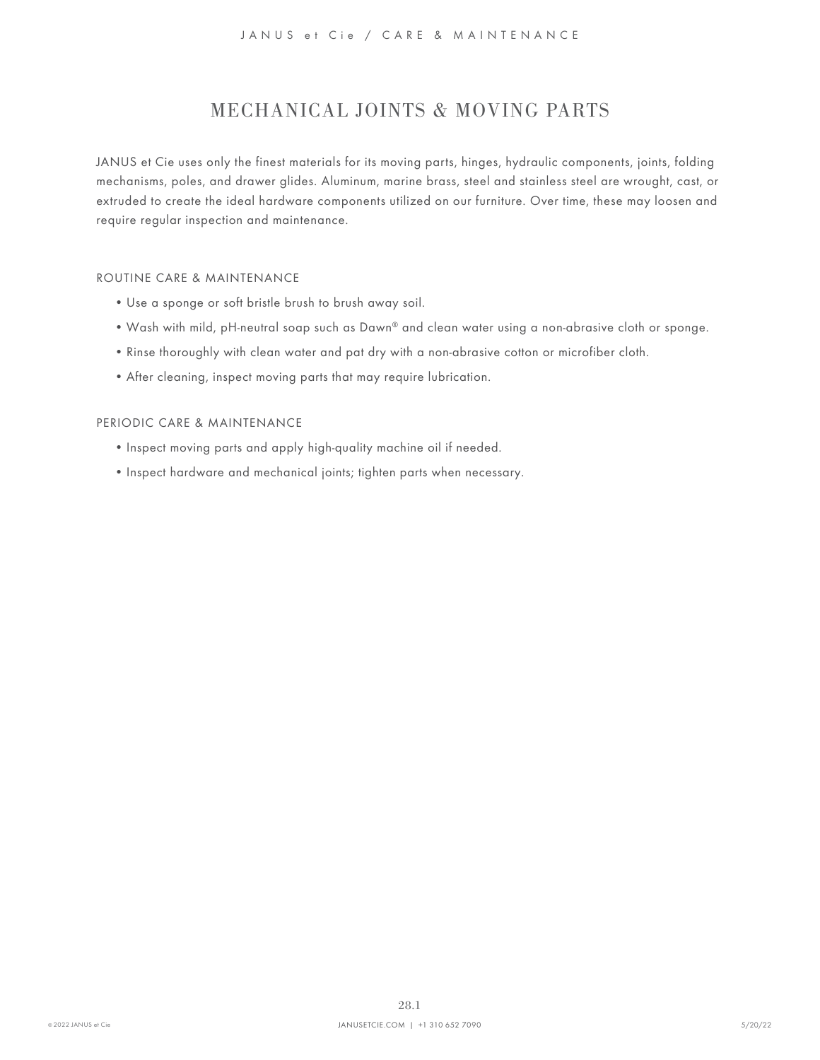# MECHANICAL JOINTS & MOVING PARTS

JANUS et Cie uses only the finest materials for its moving parts, hinges, hydraulic components, joints, folding mechanisms, poles, and drawer glides. Aluminum, marine brass, steel and stainless steel are wrought, cast, or extruded to create the ideal hardware components utilized on our furniture. Over time, these may loosen and require regular inspection and maintenance.

## ROUTINE CARE & MAINTENANCE

- Use a sponge or soft bristle brush to brush away soil.
- Wash with mild, pH-neutral soap such as Dawn® and clean water using a non-abrasive cloth or sponge.
- Rinse thoroughly with clean water and pat dry with a non-abrasive cotton or microfiber cloth.
- After cleaning, inspect moving parts that may require lubrication.

## PERIODIC CARE & MAINTENANCE

- Inspect moving parts and apply high-quality machine oil if needed.
- Inspect hardware and mechanical joints; tighten parts when necessary.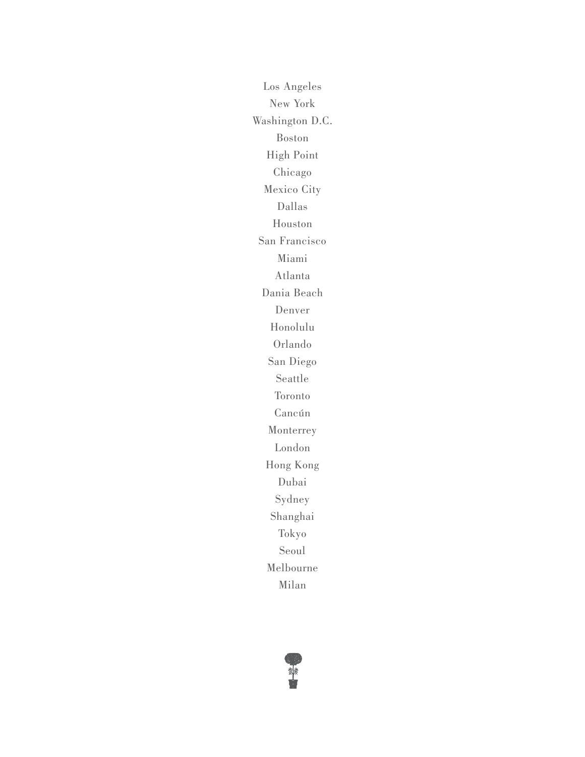Los Angeles
New York
Washington D.C.
Boston
High Point
Chicago
Mexico City
Dallas
Houston
San Francisco
Miami
Atlanta
Dania Beach
Denver
Honolulu
Orlando
San Diego
Seattle
Toronto
Cancún
Monterrey
London
Hong Kong
Dubai
Sydney
Shanghai
Tokyo
Seoul
Melbourne
Milan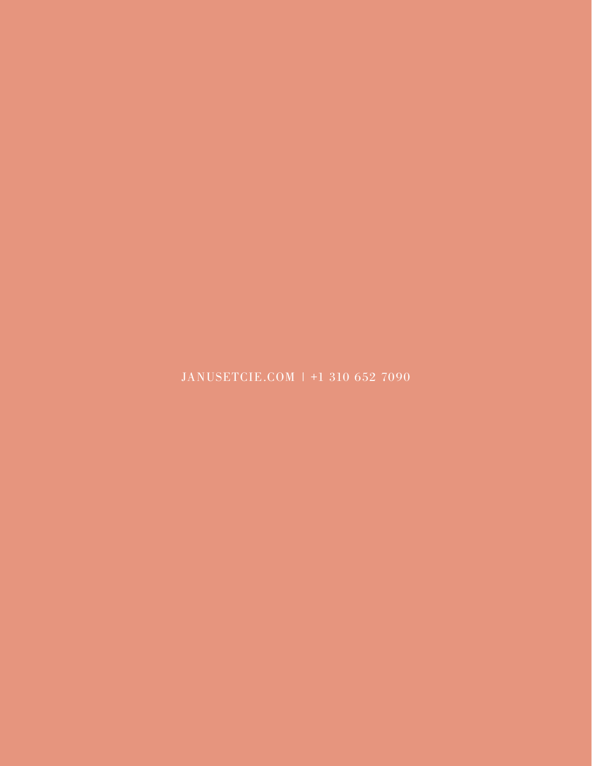JANUSETCIE.COM | +1 310 652 7090